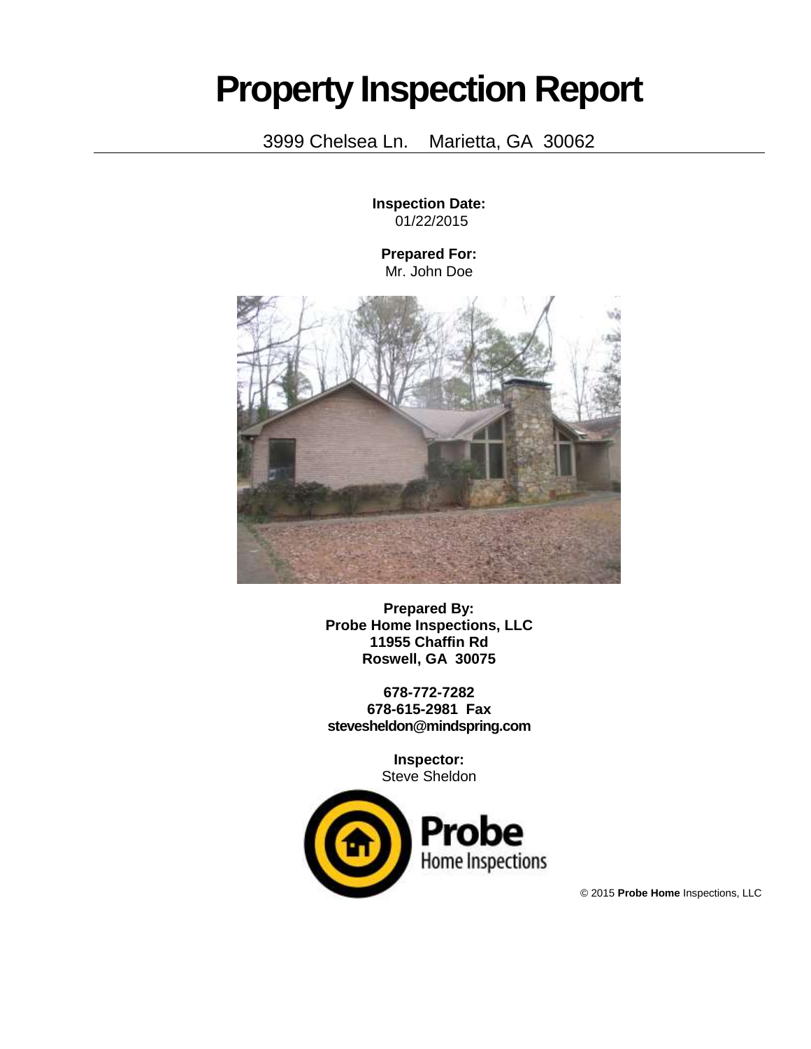# Property Inspection Report

3999 Chelsea Ln.    Marietta, GA  30062

**Inspection Date:**
01/22/2015

**Prepared For:**
Mr. John Doe

**Prepared By:**
**Probe Home Inspections, LLC**
**11955 Chaffin Rd**
**Roswell, GA  30075**

**678-772-7282**
**678-615-2981  Fax**
**stevesheldon@mindspring.com**

**Inspector:**
Steve Sheldon

Probe
Home Inspections

© 2015 **Probe Home** Inspections, LLC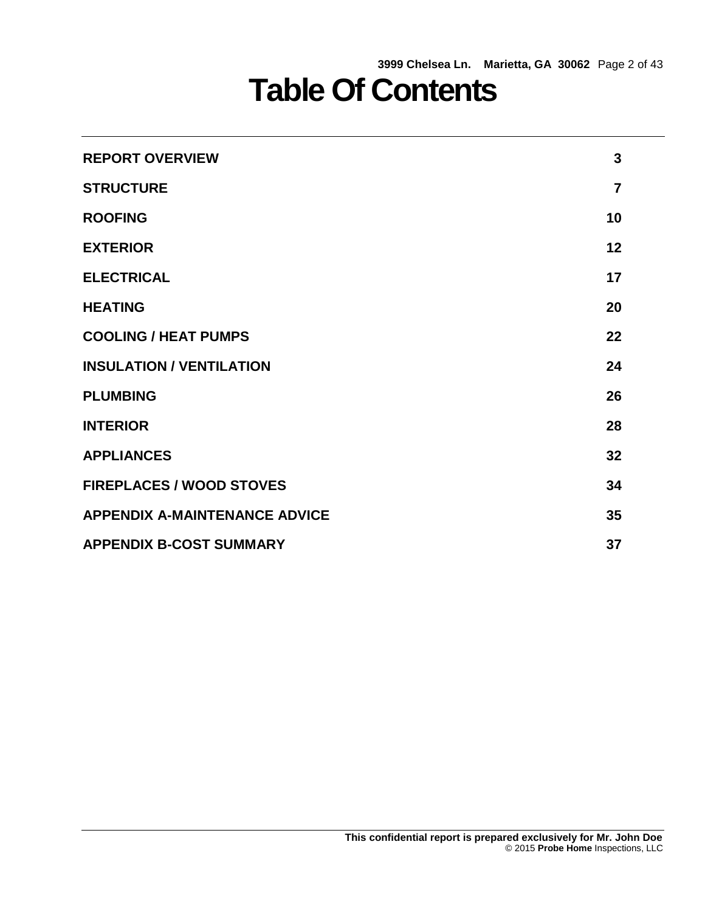# Table Of Contents

| | |
|---|---|
| **REPORT OVERVIEW** | **3** |
| **STRUCTURE** | **7** |
| **ROOFING** | **10** |
| **EXTERIOR** | **12** |
| **ELECTRICAL** | **17** |
| **HEATING** | **20** |
| **COOLING / HEAT PUMPS** | **22** |
| **INSULATION / VENTILATION** | **24** |
| **PLUMBING** | **26** |
| **INTERIOR** | **28** |
| **APPLIANCES** | **32** |
| **FIREPLACES / WOOD STOVES** | **34** |
| **APPENDIX A-MAINTENANCE ADVICE** | **35** |
| **APPENDIX B-COST SUMMARY** | **37** |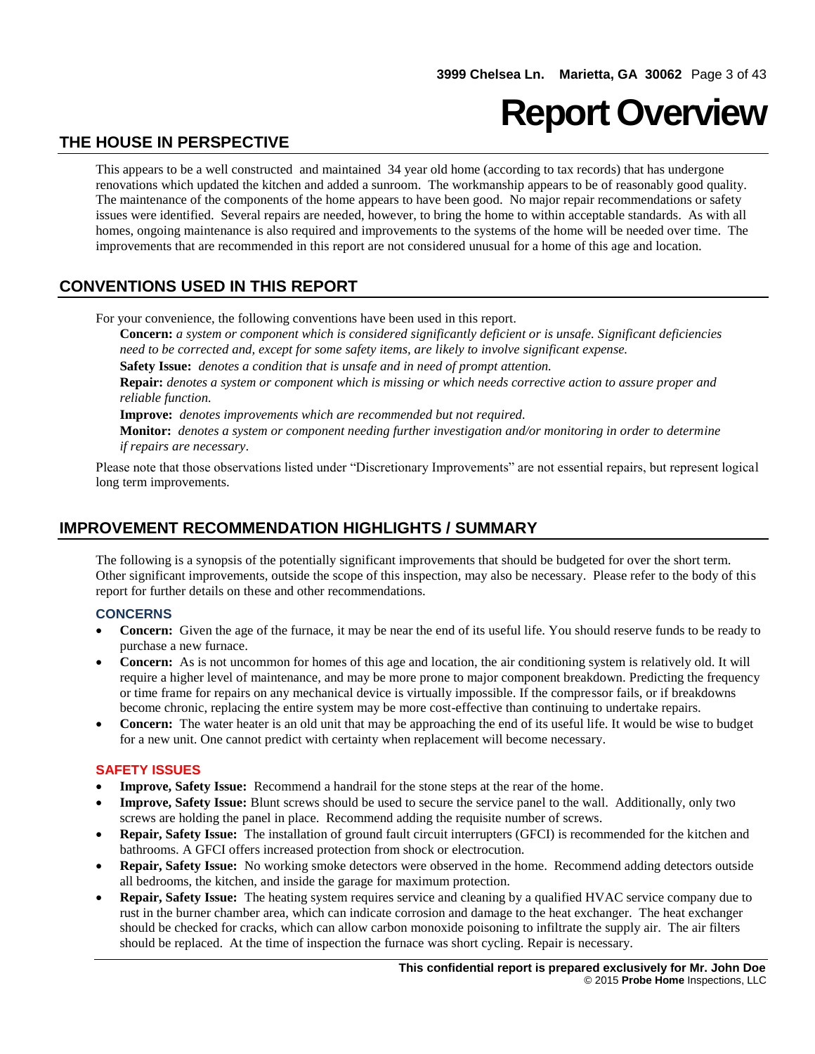# Report Overview

## THE HOUSE IN PERSPECTIVE

This appears to be a well constructed and maintained 34 year old home (according to tax records) that has undergone renovations which updated the kitchen and added a sunroom. The workmanship appears to be of reasonably good quality. The maintenance of the components of the home appears to have been good. No major repair recommendations or safety issues were identified. Several repairs are needed, however, to bring the home to within acceptable standards. As with all homes, ongoing maintenance is also required and improvements to the systems of the home will be needed over time. The improvements that are recommended in this report are not considered unusual for a home of this age and location.

## CONVENTIONS USED IN THIS REPORT

For your convenience, the following conventions have been used in this report.

**Concern:** *a system or component which is considered significantly deficient or is unsafe. Significant deficiencies need to be corrected and, except for some safety items, are likely to involve significant expense.*

**Safety Issue:** *denotes a condition that is unsafe and in need of prompt attention.*

**Repair:** *denotes a system or component which is missing or which needs corrective action to assure proper and reliable function.*

**Improve:** *denotes improvements which are recommended but not required.*

**Monitor:** *denotes a system or component needing further investigation and/or monitoring in order to determine if repairs are necessary.*

Please note that those observations listed under "Discretionary Improvements" are not essential repairs, but represent logical long term improvements.

## IMPROVEMENT RECOMMENDATION HIGHLIGHTS / SUMMARY

The following is a synopsis of the potentially significant improvements that should be budgeted for over the short term. Other significant improvements, outside the scope of this inspection, may also be necessary. Please refer to the body of this report for further details on these and other recommendations.

### CONCERNS

- **Concern:** Given the age of the furnace, it may be near the end of its useful life. You should reserve funds to be ready to purchase a new furnace.
- **Concern:** As is not uncommon for homes of this age and location, the air conditioning system is relatively old. It will require a higher level of maintenance, and may be more prone to major component breakdown. Predicting the frequency or time frame for repairs on any mechanical device is virtually impossible. If the compressor fails, or if breakdowns become chronic, replacing the entire system may be more cost-effective than continuing to undertake repairs.
- **Concern:** The water heater is an old unit that may be approaching the end of its useful life. It would be wise to budget for a new unit. One cannot predict with certainty when replacement will become necessary.

### SAFETY ISSUES

- **Improve, Safety Issue:** Recommend a handrail for the stone steps at the rear of the home.
- **Improve, Safety Issue:** Blunt screws should be used to secure the service panel to the wall. Additionally, only two screws are holding the panel in place. Recommend adding the requisite number of screws.
- **Repair, Safety Issue:** The installation of ground fault circuit interrupters (GFCI) is recommended for the kitchen and bathrooms. A GFCI offers increased protection from shock or electrocution.
- **Repair, Safety Issue:** No working smoke detectors were observed in the home. Recommend adding detectors outside all bedrooms, the kitchen, and inside the garage for maximum protection.
- **Repair, Safety Issue:** The heating system requires service and cleaning by a qualified HVAC service company due to rust in the burner chamber area, which can indicate corrosion and damage to the heat exchanger. The heat exchanger should be checked for cracks, which can allow carbon monoxide poisoning to infiltrate the supply air. The air filters should be replaced. At the time of inspection the furnace was short cycling. Repair is necessary.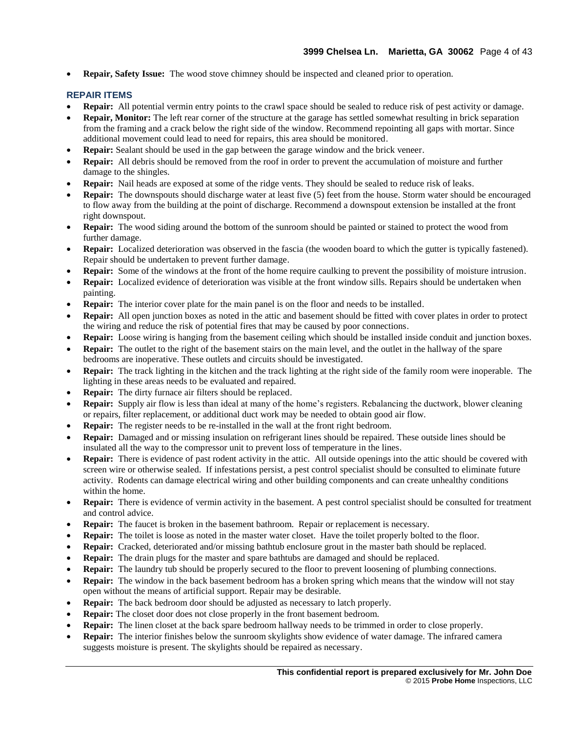- **Repair, Safety Issue:** The wood stove chimney should be inspected and cleaned prior to operation.

### REPAIR ITEMS

- **Repair:** All potential vermin entry points to the crawl space should be sealed to reduce risk of pest activity or damage.
- **Repair, Monitor:** The left rear corner of the structure at the garage has settled somewhat resulting in brick separation from the framing and a crack below the right side of the window. Recommend repointing all gaps with mortar. Since additional movement could lead to need for repairs, this area should be monitored.
- **Repair:** Sealant should be used in the gap between the garage window and the brick veneer.
- **Repair:** All debris should be removed from the roof in order to prevent the accumulation of moisture and further damage to the shingles.
- **Repair:** Nail heads are exposed at some of the ridge vents. They should be sealed to reduce risk of leaks.
- **Repair:** The downspouts should discharge water at least five (5) feet from the house. Storm water should be encouraged to flow away from the building at the point of discharge. Recommend a downspout extension be installed at the front right downspout.
- **Repair:** The wood siding around the bottom of the sunroom should be painted or stained to protect the wood from further damage.
- **Repair:** Localized deterioration was observed in the fascia (the wooden board to which the gutter is typically fastened). Repair should be undertaken to prevent further damage.
- **Repair:** Some of the windows at the front of the home require caulking to prevent the possibility of moisture intrusion.
- **Repair:** Localized evidence of deterioration was visible at the front window sills. Repairs should be undertaken when painting.
- **Repair:** The interior cover plate for the main panel is on the floor and needs to be installed.
- **Repair:** All open junction boxes as noted in the attic and basement should be fitted with cover plates in order to protect the wiring and reduce the risk of potential fires that may be caused by poor connections.
- **Repair:** Loose wiring is hanging from the basement ceiling which should be installed inside conduit and junction boxes.
- **Repair:** The outlet to the right of the basement stairs on the main level, and the outlet in the hallway of the spare bedrooms are inoperative. These outlets and circuits should be investigated.
- **Repair:** The track lighting in the kitchen and the track lighting at the right side of the family room were inoperable. The lighting in these areas needs to be evaluated and repaired.
- **Repair:** The dirty furnace air filters should be replaced.
- **Repair:** Supply air flow is less than ideal at many of the home's registers. Rebalancing the ductwork, blower cleaning or repairs, filter replacement, or additional duct work may be needed to obtain good air flow.
- **Repair:** The register needs to be re-installed in the wall at the front right bedroom.
- **Repair:** Damaged and or missing insulation on refrigerant lines should be repaired. These outside lines should be insulated all the way to the compressor unit to prevent loss of temperature in the lines.
- **Repair:** There is evidence of past rodent activity in the attic. All outside openings into the attic should be covered with screen wire or otherwise sealed. If infestations persist, a pest control specialist should be consulted to eliminate future activity. Rodents can damage electrical wiring and other building components and can create unhealthy conditions within the home.
- **Repair:** There is evidence of vermin activity in the basement. A pest control specialist should be consulted for treatment and control advice.
- **Repair:** The faucet is broken in the basement bathroom. Repair or replacement is necessary.
- **Repair:** The toilet is loose as noted in the master water closet. Have the toilet properly bolted to the floor.
- **Repair:** Cracked, deteriorated and/or missing bathtub enclosure grout in the master bath should be replaced.
- **Repair:** The drain plugs for the master and spare bathtubs are damaged and should be replaced.
- **Repair:** The laundry tub should be properly secured to the floor to prevent loosening of plumbing connections.
- **Repair:** The window in the back basement bedroom has a broken spring which means that the window will not stay open without the means of artificial support. Repair may be desirable.
- **Repair:** The back bedroom door should be adjusted as necessary to latch properly.
- **Repair:** The closet door does not close properly in the front basement bedroom.
- **Repair:** The linen closet at the back spare bedroom hallway needs to be trimmed in order to close properly.
- **Repair:** The interior finishes below the sunroom skylights show evidence of water damage. The infrared camera suggests moisture is present. The skylights should be repaired as necessary.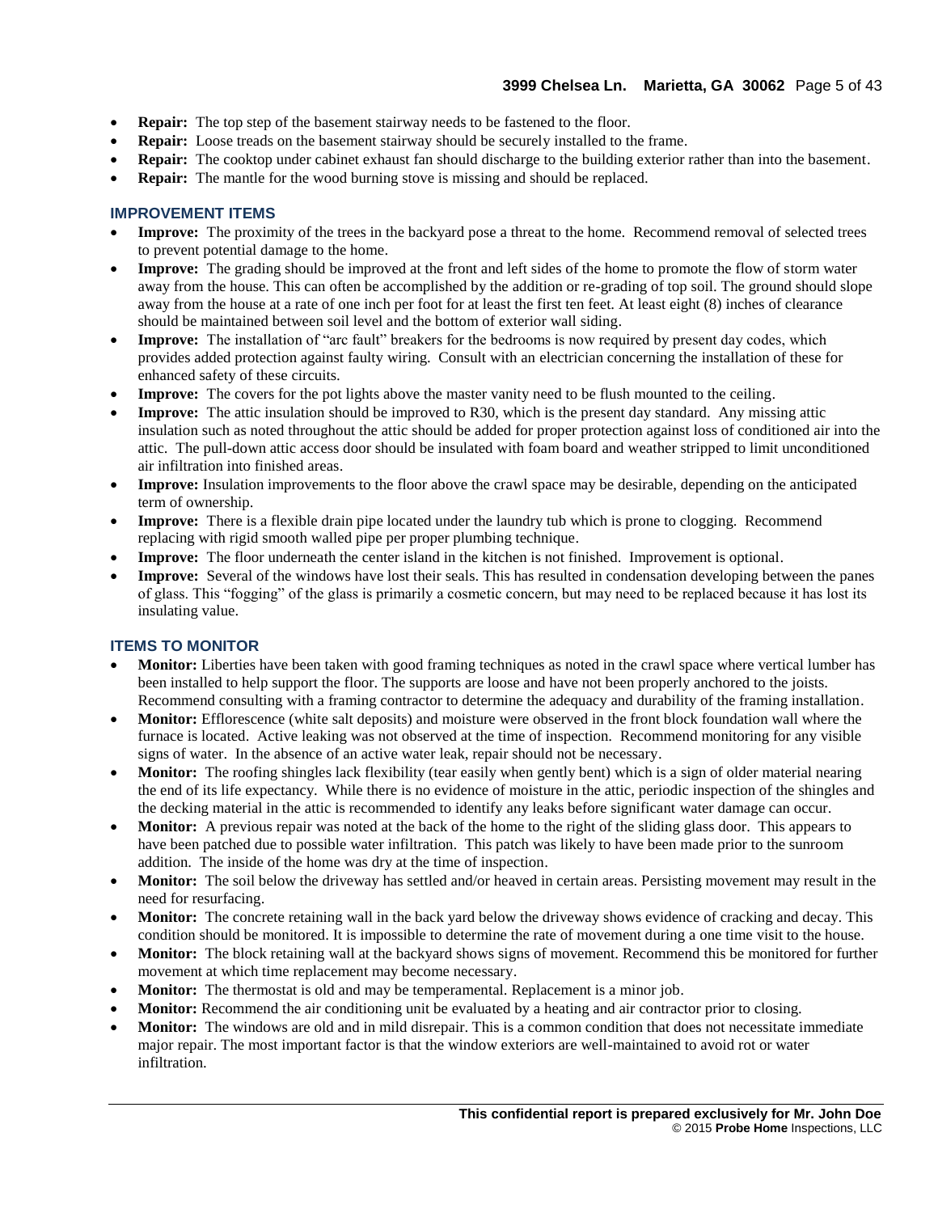- **Repair:** The top step of the basement stairway needs to be fastened to the floor.
- **Repair:** Loose treads on the basement stairway should be securely installed to the frame.
- **Repair:** The cooktop under cabinet exhaust fan should discharge to the building exterior rather than into the basement.
- **Repair:** The mantle for the wood burning stove is missing and should be replaced.

### IMPROVEMENT ITEMS

- **Improve:** The proximity of the trees in the backyard pose a threat to the home. Recommend removal of selected trees to prevent potential damage to the home.
- **Improve:** The grading should be improved at the front and left sides of the home to promote the flow of storm water away from the house. This can often be accomplished by the addition or re-grading of top soil. The ground should slope away from the house at a rate of one inch per foot for at least the first ten feet. At least eight (8) inches of clearance should be maintained between soil level and the bottom of exterior wall siding.
- **Improve:** The installation of "arc fault" breakers for the bedrooms is now required by present day codes, which provides added protection against faulty wiring. Consult with an electrician concerning the installation of these for enhanced safety of these circuits.
- **Improve:** The covers for the pot lights above the master vanity need to be flush mounted to the ceiling.
- **Improve:** The attic insulation should be improved to R30, which is the present day standard. Any missing attic insulation such as noted throughout the attic should be added for proper protection against loss of conditioned air into the attic. The pull-down attic access door should be insulated with foam board and weather stripped to limit unconditioned air infiltration into finished areas.
- **Improve:** Insulation improvements to the floor above the crawl space may be desirable, depending on the anticipated term of ownership.
- **Improve:** There is a flexible drain pipe located under the laundry tub which is prone to clogging. Recommend replacing with rigid smooth walled pipe per proper plumbing technique.
- **Improve:** The floor underneath the center island in the kitchen is not finished. Improvement is optional.
- **Improve:** Several of the windows have lost their seals. This has resulted in condensation developing between the panes of glass. This "fogging" of the glass is primarily a cosmetic concern, but may need to be replaced because it has lost its insulating value.

### ITEMS TO MONITOR

- **Monitor:** Liberties have been taken with good framing techniques as noted in the crawl space where vertical lumber has been installed to help support the floor. The supports are loose and have not been properly anchored to the joists. Recommend consulting with a framing contractor to determine the adequacy and durability of the framing installation.
- **Monitor:** Efflorescence (white salt deposits) and moisture were observed in the front block foundation wall where the furnace is located. Active leaking was not observed at the time of inspection. Recommend monitoring for any visible signs of water. In the absence of an active water leak, repair should not be necessary.
- **Monitor:** The roofing shingles lack flexibility (tear easily when gently bent) which is a sign of older material nearing the end of its life expectancy. While there is no evidence of moisture in the attic, periodic inspection of the shingles and the decking material in the attic is recommended to identify any leaks before significant water damage can occur.
- **Monitor:** A previous repair was noted at the back of the home to the right of the sliding glass door. This appears to have been patched due to possible water infiltration. This patch was likely to have been made prior to the sunroom addition. The inside of the home was dry at the time of inspection.
- **Monitor:** The soil below the driveway has settled and/or heaved in certain areas. Persisting movement may result in the need for resurfacing.
- **Monitor:** The concrete retaining wall in the back yard below the driveway shows evidence of cracking and decay. This condition should be monitored. It is impossible to determine the rate of movement during a one time visit to the house.
- **Monitor:** The block retaining wall at the backyard shows signs of movement. Recommend this be monitored for further movement at which time replacement may become necessary.
- **Monitor:** The thermostat is old and may be temperamental. Replacement is a minor job.
- **Monitor:** Recommend the air conditioning unit be evaluated by a heating and air contractor prior to closing.
- **Monitor:** The windows are old and in mild disrepair. This is a common condition that does not necessitate immediate major repair. The most important factor is that the window exteriors are well-maintained to avoid rot or water infiltration.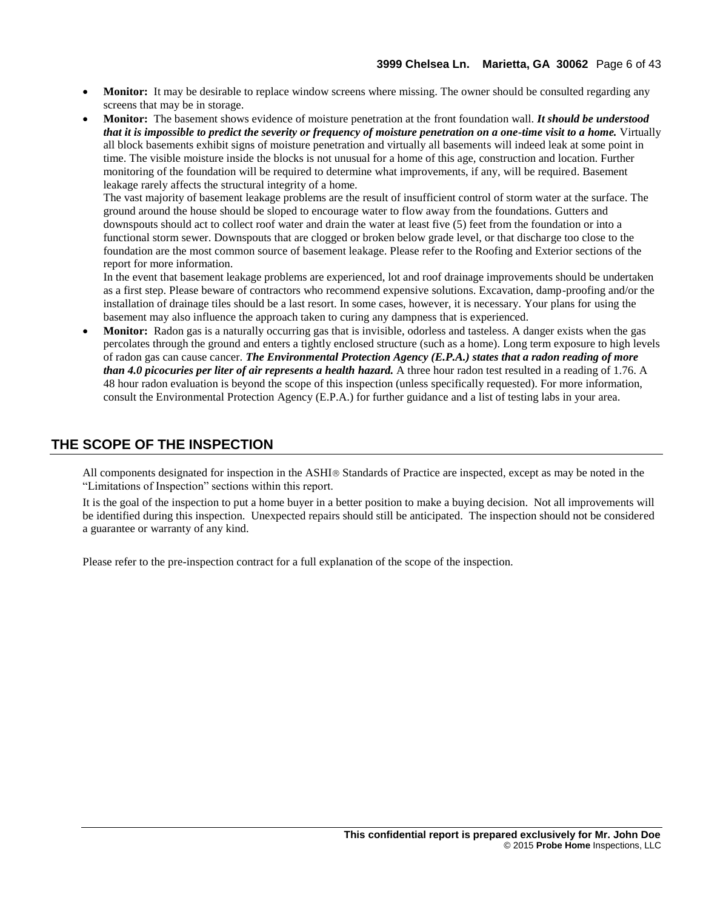- **Monitor:** It may be desirable to replace window screens where missing. The owner should be consulted regarding any screens that may be in storage.
- **Monitor:** The basement shows evidence of moisture penetration at the front foundation wall. ***It should be understood that it is impossible to predict the severity or frequency of moisture penetration on a one-time visit to a home.*** Virtually all block basements exhibit signs of moisture penetration and virtually all basements will indeed leak at some point in time. The visible moisture inside the blocks is not unusual for a home of this age, construction and location. Further monitoring of the foundation will be required to determine what improvements, if any, will be required. Basement leakage rarely affects the structural integrity of a home.
  The vast majority of basement leakage problems are the result of insufficient control of storm water at the surface. The ground around the house should be sloped to encourage water to flow away from the foundations. Gutters and downspouts should act to collect roof water and drain the water at least five (5) feet from the foundation or into a functional storm sewer. Downspouts that are clogged or broken below grade level, or that discharge too close to the foundation are the most common source of basement leakage. Please refer to the Roofing and Exterior sections of the report for more information.
  In the event that basement leakage problems are experienced, lot and roof drainage improvements should be undertaken as a first step. Please beware of contractors who recommend expensive solutions. Excavation, damp-proofing and/or the installation of drainage tiles should be a last resort. In some cases, however, it is necessary. Your plans for using the basement may also influence the approach taken to curing any dampness that is experienced.
- **Monitor:** Radon gas is a naturally occurring gas that is invisible, odorless and tasteless. A danger exists when the gas percolates through the ground and enters a tightly enclosed structure (such as a home). Long term exposure to high levels of radon gas can cause cancer. ***The Environmental Protection Agency (E.P.A.) states that a radon reading of more than 4.0 picocuries per liter of air represents a health hazard.*** A three hour radon test resulted in a reading of 1.76. A 48 hour radon evaluation is beyond the scope of this inspection (unless specifically requested). For more information, consult the Environmental Protection Agency (E.P.A.) for further guidance and a list of testing labs in your area.

## THE SCOPE OF THE INSPECTION

All components designated for inspection in the ASHI® Standards of Practice are inspected, except as may be noted in the "Limitations of Inspection" sections within this report.

It is the goal of the inspection to put a home buyer in a better position to make a buying decision. Not all improvements will be identified during this inspection. Unexpected repairs should still be anticipated. The inspection should not be considered a guarantee or warranty of any kind.

Please refer to the pre-inspection contract for a full explanation of the scope of the inspection.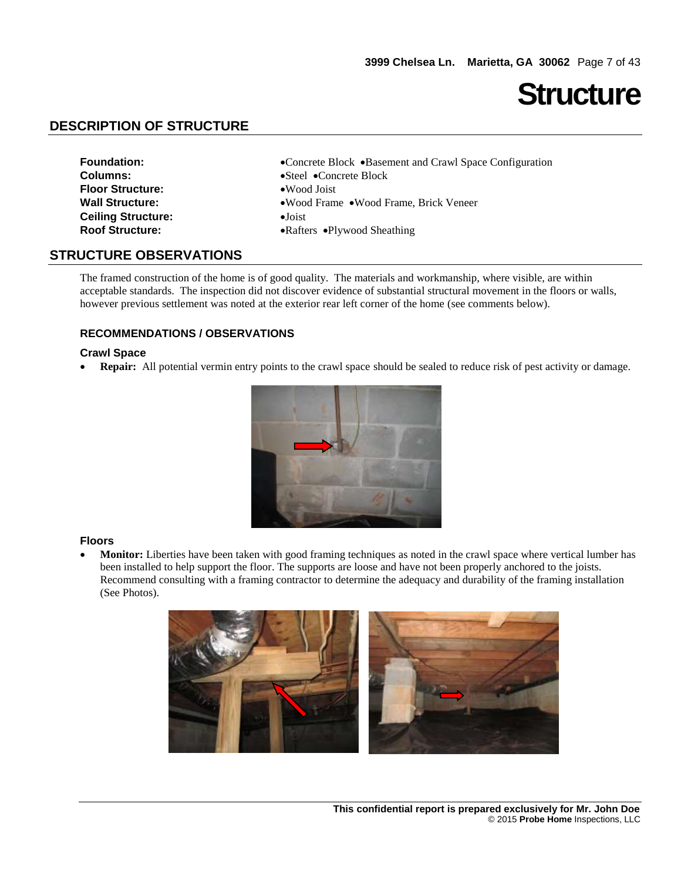# Structure

## DESCRIPTION OF STRUCTURE

| | |
|---|---|
| **Foundation:** | •Concrete Block •Basement and Crawl Space Configuration |
| **Columns:** | •Steel •Concrete Block |
| **Floor Structure:** | •Wood Joist |
| **Wall Structure:** | •Wood Frame •Wood Frame, Brick Veneer |
| **Ceiling Structure:** | •Joist |
| **Roof Structure:** | •Rafters •Plywood Sheathing |

## STRUCTURE OBSERVATIONS

The framed construction of the home is of good quality. The materials and workmanship, where visible, are within acceptable standards. The inspection did not discover evidence of substantial structural movement in the floors or walls, however previous settlement was noted at the exterior rear left corner of the home (see comments below).

### RECOMMENDATIONS / OBSERVATIONS

#### Crawl Space

- **Repair:** All potential vermin entry points to the crawl space should be sealed to reduce risk of pest activity or damage.

#### Floors

- **Monitor:** Liberties have been taken with good framing techniques as noted in the crawl space where vertical lumber has been installed to help support the floor. The supports are loose and have not been properly anchored to the joists. Recommend consulting with a framing contractor to determine the adequacy and durability of the framing installation (See Photos).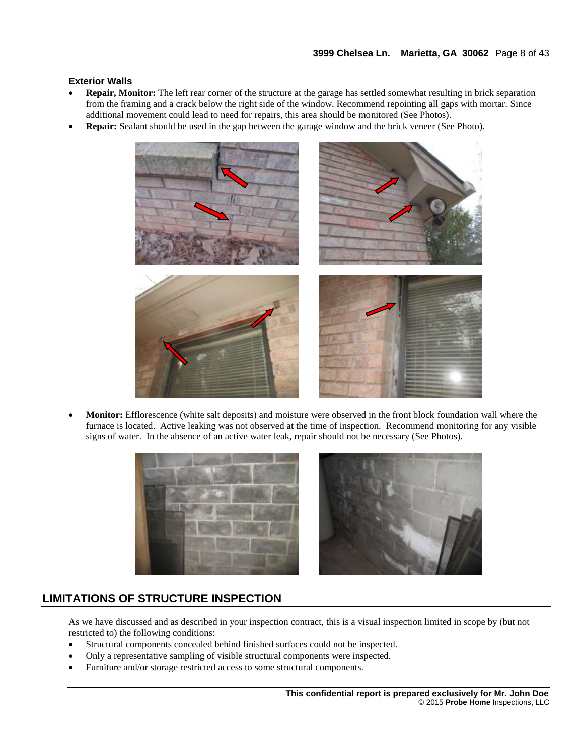### Exterior Walls

- **Repair, Monitor:** The left rear corner of the structure at the garage has settled somewhat resulting in brick separation from the framing and a crack below the right side of the window. Recommend repointing all gaps with mortar. Since additional movement could lead to need for repairs, this area should be monitored (See Photos).
- **Repair:** Sealant should be used in the gap between the garage window and the brick veneer (See Photo).

- **Monitor:** Efflorescence (white salt deposits) and moisture were observed in the front block foundation wall where the furnace is located. Active leaking was not observed at the time of inspection. Recommend monitoring for any visible signs of water. In the absence of an active water leak, repair should not be necessary (See Photos).

## LIMITATIONS OF STRUCTURE INSPECTION

As we have discussed and as described in your inspection contract, this is a visual inspection limited in scope by (but not restricted to) the following conditions:

- Structural components concealed behind finished surfaces could not be inspected.
- Only a representative sampling of visible structural components were inspected.
- Furniture and/or storage restricted access to some structural components.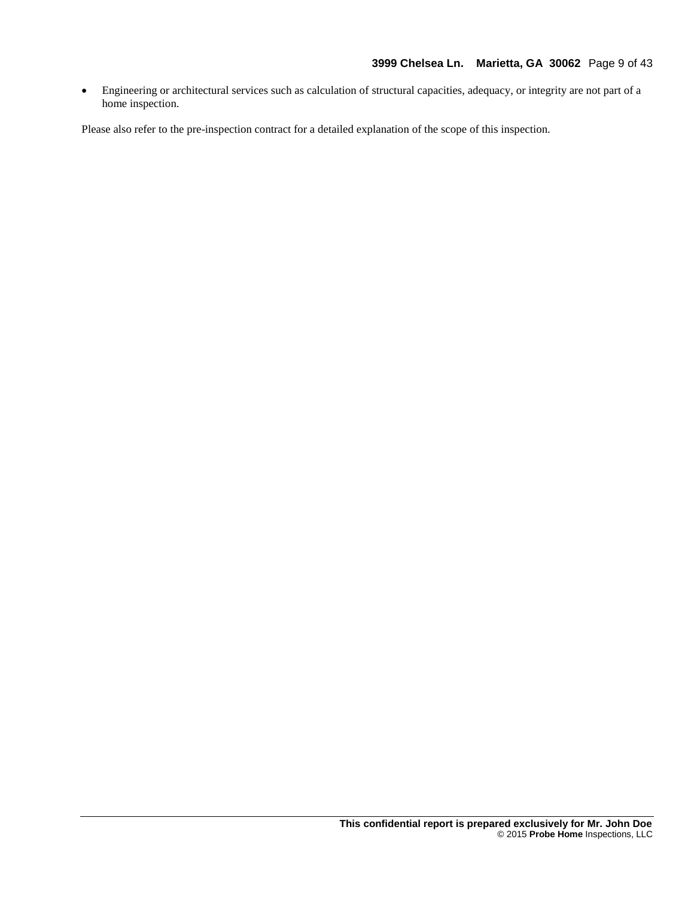- Engineering or architectural services such as calculation of structural capacities, adequacy, or integrity are not part of a home inspection.

Please also refer to the pre-inspection contract for a detailed explanation of the scope of this inspection.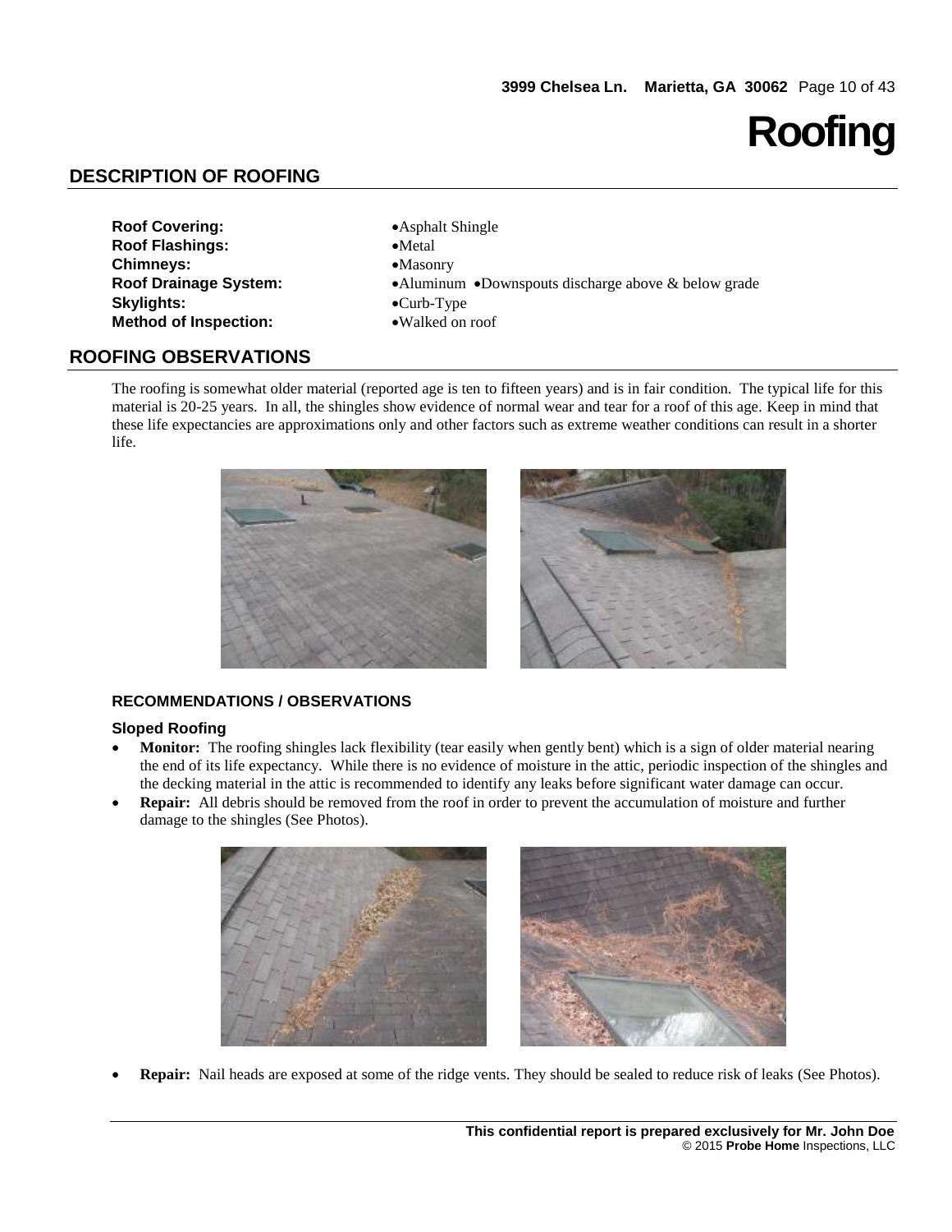# Roofing

## DESCRIPTION OF ROOFING

**Roof Covering:** •Asphalt Shingle
**Roof Flashings:** •Metal
**Chimneys:** •Masonry
**Roof Drainage System:** •Aluminum •Downspouts discharge above & below grade
**Skylights:** •Curb-Type
**Method of Inspection:** •Walked on roof

## ROOFING OBSERVATIONS

The roofing is somewhat older material (reported age is ten to fifteen years) and is in fair condition. The typical life for this material is 20-25 years. In all, the shingles show evidence of normal wear and tear for a roof of this age. Keep in mind that these life expectancies are approximations only and other factors such as extreme weather conditions can result in a shorter life.

### RECOMMENDATIONS / OBSERVATIONS

#### Sloped Roofing

- **Monitor:** The roofing shingles lack flexibility (tear easily when gently bent) which is a sign of older material nearing the end of its life expectancy. While there is no evidence of moisture in the attic, periodic inspection of the shingles and the decking material in the attic is recommended to identify any leaks before significant water damage can occur.
- **Repair:** All debris should be removed from the roof in order to prevent the accumulation of moisture and further damage to the shingles (See Photos).

- **Repair:** Nail heads are exposed at some of the ridge vents. They should be sealed to reduce risk of leaks (See Photos).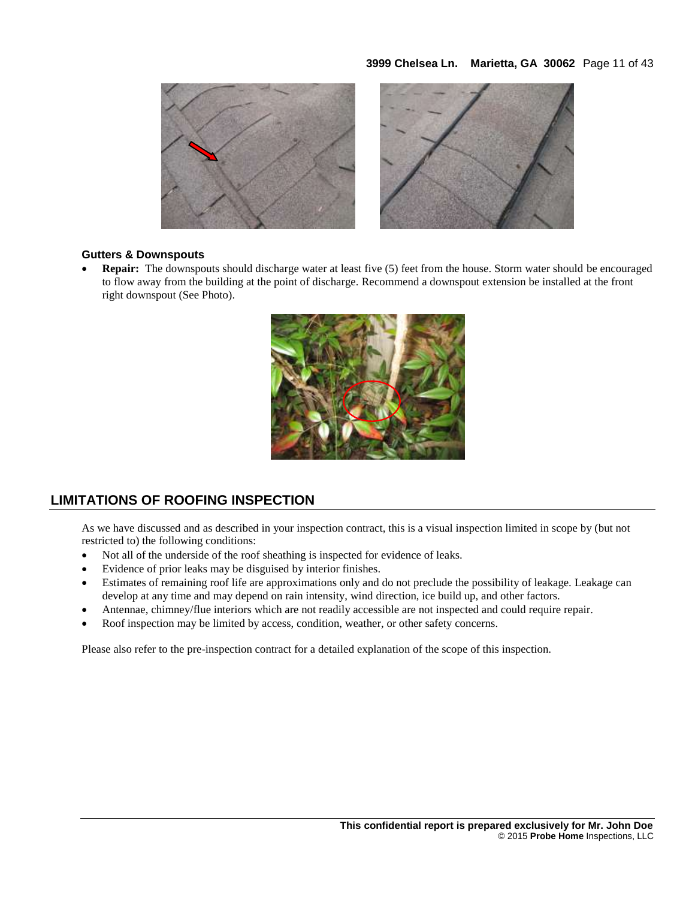### Gutters & Downspouts

- **Repair:** The downspouts should discharge water at least five (5) feet from the house. Storm water should be encouraged to flow away from the building at the point of discharge. Recommend a downspout extension be installed at the front right downspout (See Photo).

## LIMITATIONS OF ROOFING INSPECTION

As we have discussed and as described in your inspection contract, this is a visual inspection limited in scope by (but not restricted to) the following conditions:

- Not all of the underside of the roof sheathing is inspected for evidence of leaks.
- Evidence of prior leaks may be disguised by interior finishes.
- Estimates of remaining roof life are approximations only and do not preclude the possibility of leakage. Leakage can develop at any time and may depend on rain intensity, wind direction, ice build up, and other factors.
- Antennae, chimney/flue interiors which are not readily accessible are not inspected and could require repair.
- Roof inspection may be limited by access, condition, weather, or other safety concerns.

Please also refer to the pre-inspection contract for a detailed explanation of the scope of this inspection.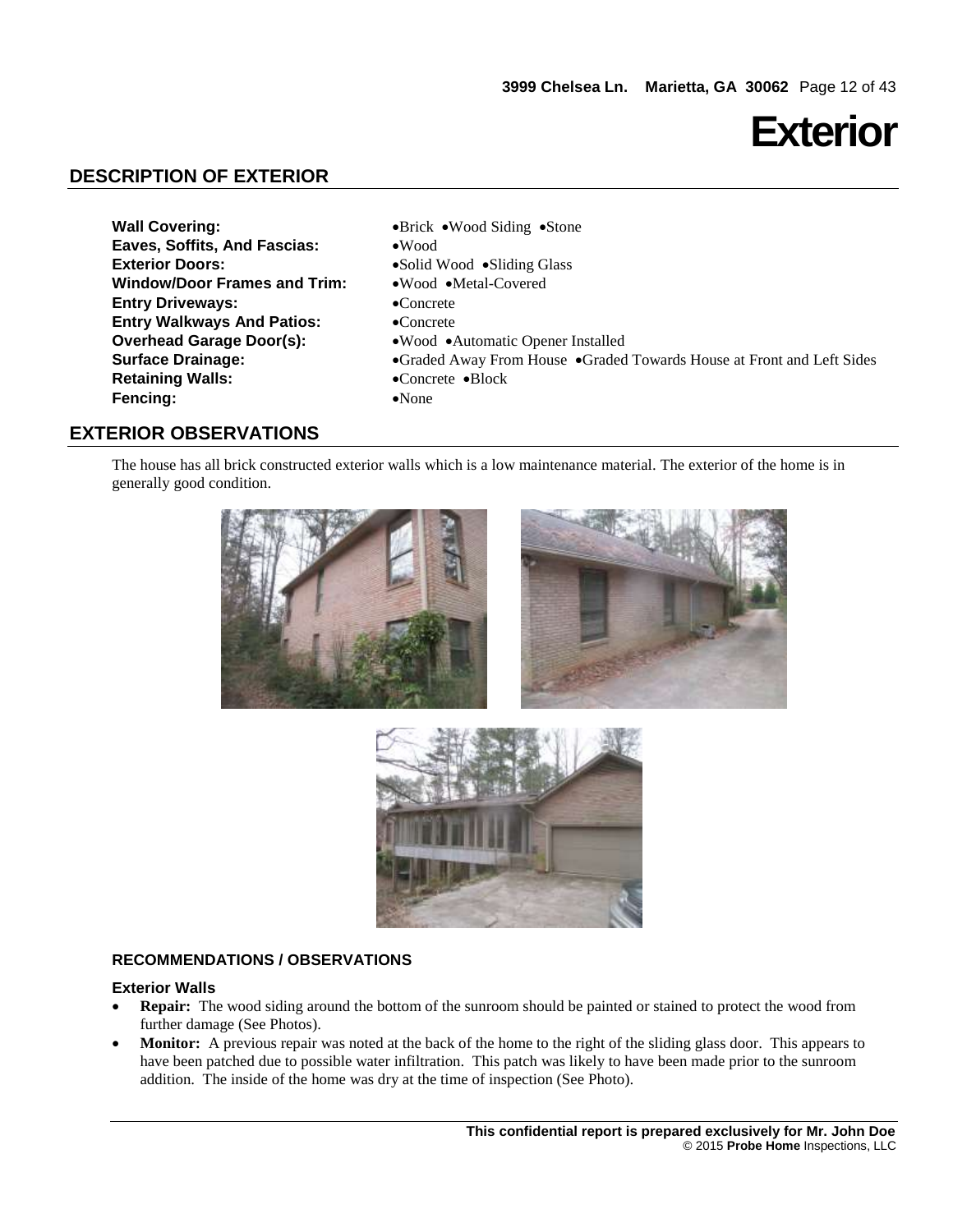# Exterior

## DESCRIPTION OF EXTERIOR

| | |
|---|---|
| **Wall Covering:** | •Brick •Wood Siding •Stone |
| **Eaves, Soffits, And Fascias:** | •Wood |
| **Exterior Doors:** | •Solid Wood •Sliding Glass |
| **Window/Door Frames and Trim:** | •Wood •Metal-Covered |
| **Entry Driveways:** | •Concrete |
| **Entry Walkways And Patios:** | •Concrete |
| **Overhead Garage Door(s):** | •Wood •Automatic Opener Installed |
| **Surface Drainage:** | •Graded Away From House •Graded Towards House at Front and Left Sides |
| **Retaining Walls:** | •Concrete •Block |
| **Fencing:** | •None |

## EXTERIOR OBSERVATIONS

The house has all brick constructed exterior walls which is a low maintenance material. The exterior of the home is in generally good condition.

### RECOMMENDATIONS / OBSERVATIONS

**Exterior Walls**

- **Repair:** The wood siding around the bottom of the sunroom should be painted or stained to protect the wood from further damage (See Photos).
- **Monitor:** A previous repair was noted at the back of the home to the right of the sliding glass door. This appears to have been patched due to possible water infiltration. This patch was likely to have been made prior to the sunroom addition. The inside of the home was dry at the time of inspection (See Photo).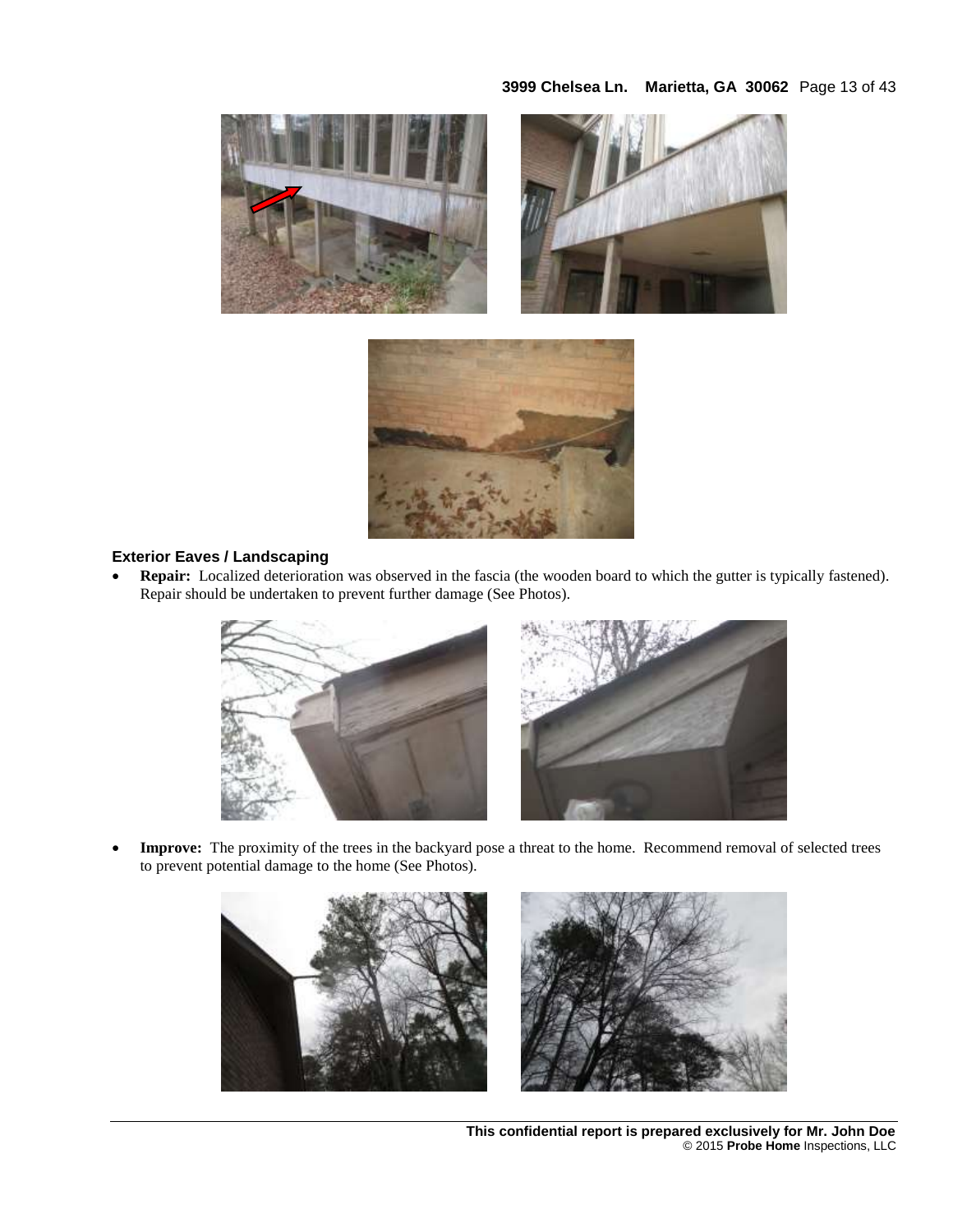### Exterior Eaves / Landscaping

- **Repair:** Localized deterioration was observed in the fascia (the wooden board to which the gutter is typically fastened). Repair should be undertaken to prevent further damage (See Photos).

- **Improve:** The proximity of the trees in the backyard pose a threat to the home. Recommend removal of selected trees to prevent potential damage to the home (See Photos).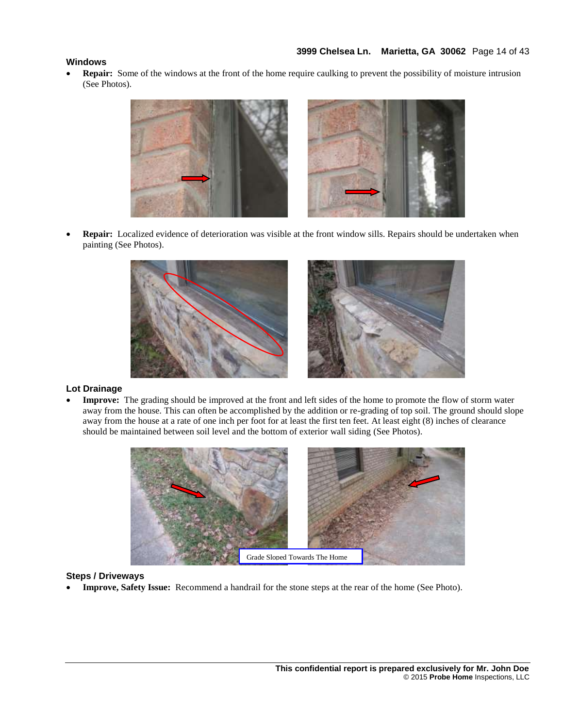### Windows

- **Repair:** Some of the windows at the front of the home require caulking to prevent the possibility of moisture intrusion (See Photos).

- **Repair:** Localized evidence of deterioration was visible at the front window sills. Repairs should be undertaken when painting (See Photos).

### Lot Drainage

- **Improve:** The grading should be improved at the front and left sides of the home to promote the flow of storm water away from the house. This can often be accomplished by the addition or re-grading of top soil. The ground should slope away from the house at a rate of one inch per foot for at least the first ten feet. At least eight (8) inches of clearance should be maintained between soil level and the bottom of exterior wall siding (See Photos).

Grade Sloped Towards The Home

### Steps / Driveways

- **Improve, Safety Issue:** Recommend a handrail for the stone steps at the rear of the home (See Photo).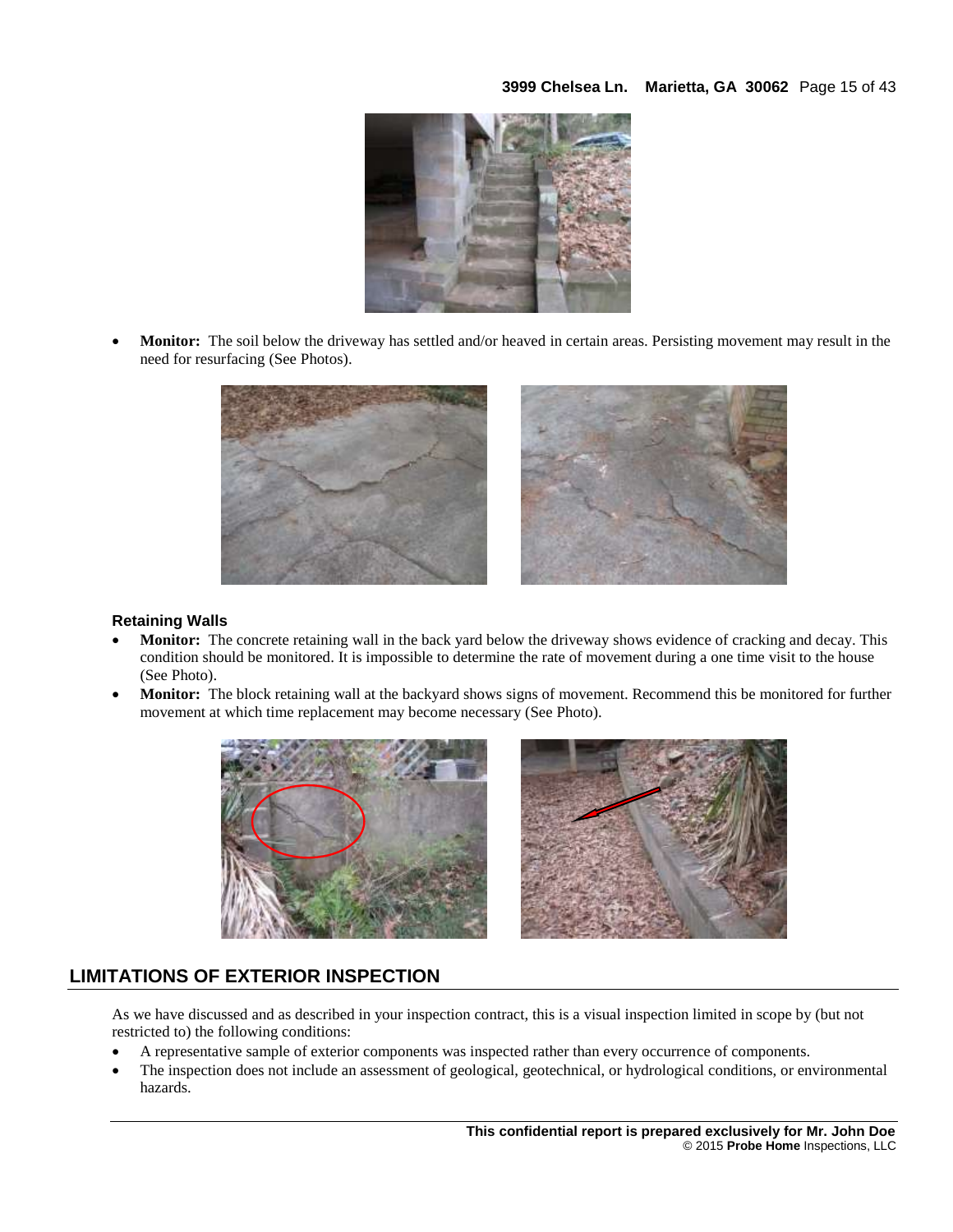- **Monitor:** The soil below the driveway has settled and/or heaved in certain areas. Persisting movement may result in the need for resurfacing (See Photos).

### Retaining Walls

- **Monitor:** The concrete retaining wall in the back yard below the driveway shows evidence of cracking and decay. This condition should be monitored. It is impossible to determine the rate of movement during a one time visit to the house (See Photo).
- **Monitor:** The block retaining wall at the backyard shows signs of movement. Recommend this be monitored for further movement at which time replacement may become necessary (See Photo).

## LIMITATIONS OF EXTERIOR INSPECTION

As we have discussed and as described in your inspection contract, this is a visual inspection limited in scope by (but not restricted to) the following conditions:

- A representative sample of exterior components was inspected rather than every occurrence of components.
- The inspection does not include an assessment of geological, geotechnical, or hydrological conditions, or environmental hazards.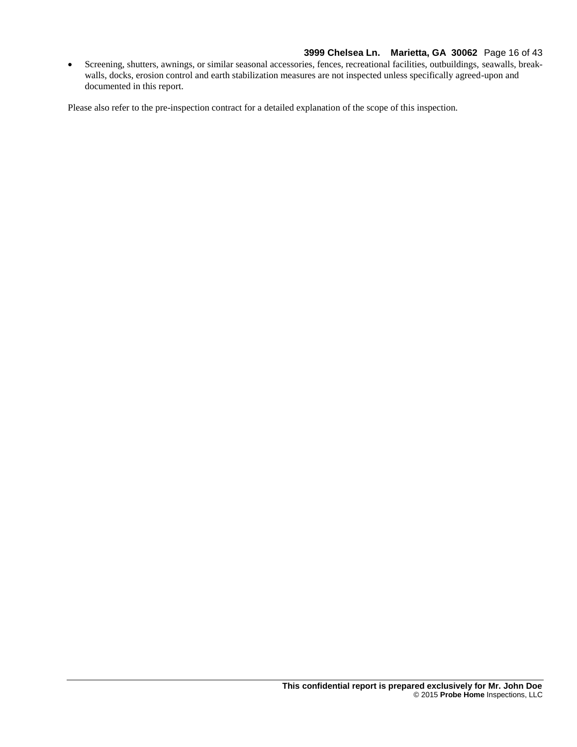- Screening, shutters, awnings, or similar seasonal accessories, fences, recreational facilities, outbuildings, seawalls, break-walls, docks, erosion control and earth stabilization measures are not inspected unless specifically agreed-upon and documented in this report.

Please also refer to the pre-inspection contract for a detailed explanation of the scope of this inspection.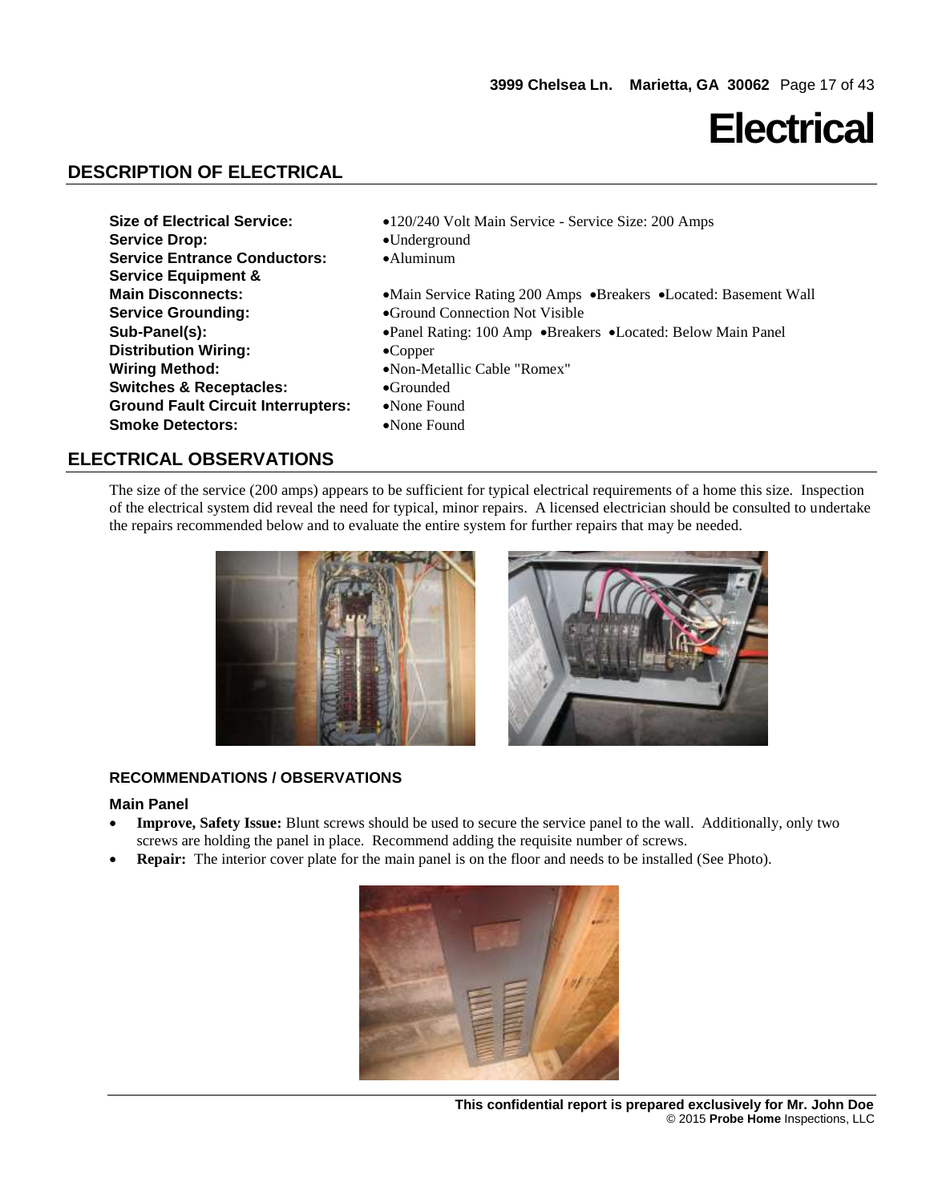# Electrical

## DESCRIPTION OF ELECTRICAL

| | |
|---|---|
| **Size of Electrical Service:** | •120/240 Volt Main Service - Service Size: 200 Amps |
| **Service Drop:** | •Underground |
| **Service Entrance Conductors:** | •Aluminum |
| **Service Equipment & Main Disconnects:** | •Main Service Rating 200 Amps •Breakers •Located: Basement Wall |
| **Service Grounding:** | •Ground Connection Not Visible |
| **Sub-Panel(s):** | •Panel Rating: 100 Amp •Breakers •Located: Below Main Panel |
| **Distribution Wiring:** | •Copper |
| **Wiring Method:** | •Non-Metallic Cable "Romex" |
| **Switches & Receptacles:** | •Grounded |
| **Ground Fault Circuit Interrupters:** | •None Found |
| **Smoke Detectors:** | •None Found |

## ELECTRICAL OBSERVATIONS

The size of the service (200 amps) appears to be sufficient for typical electrical requirements of a home this size. Inspection of the electrical system did reveal the need for typical, minor repairs. A licensed electrician should be consulted to undertake the repairs recommended below and to evaluate the entire system for further repairs that may be needed.

### RECOMMENDATIONS / OBSERVATIONS

#### Main Panel

- **Improve, Safety Issue:** Blunt screws should be used to secure the service panel to the wall. Additionally, only two screws are holding the panel in place. Recommend adding the requisite number of screws.
- **Repair:** The interior cover plate for the main panel is on the floor and needs to be installed (See Photo).

This confidential report is prepared exclusively for Mr. John Doe
© 2015 Probe Home Inspections, LLC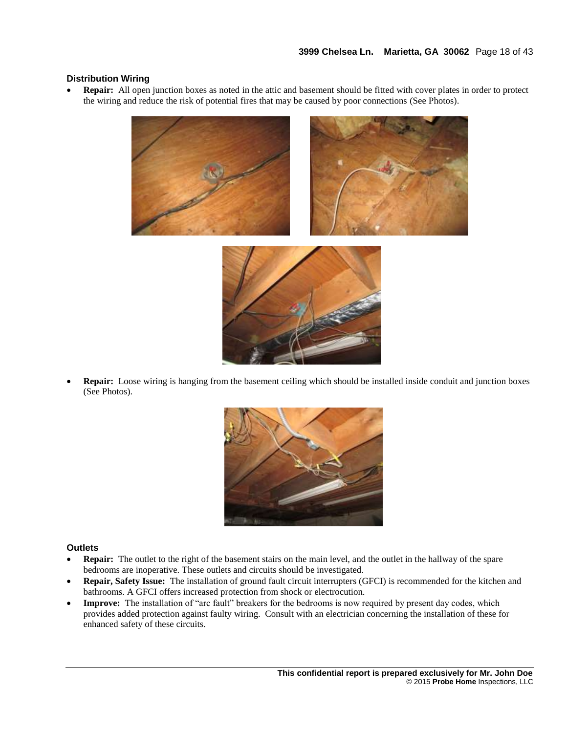### Distribution Wiring

- **Repair:** All open junction boxes as noted in the attic and basement should be fitted with cover plates in order to protect the wiring and reduce the risk of potential fires that may be caused by poor connections (See Photos).

- **Repair:** Loose wiring is hanging from the basement ceiling which should be installed inside conduit and junction boxes (See Photos).

### Outlets

- **Repair:** The outlet to the right of the basement stairs on the main level, and the outlet in the hallway of the spare bedrooms are inoperative. These outlets and circuits should be investigated.
- **Repair, Safety Issue:** The installation of ground fault circuit interrupters (GFCI) is recommended for the kitchen and bathrooms. A GFCI offers increased protection from shock or electrocution.
- **Improve:** The installation of "arc fault" breakers for the bedrooms is now required by present day codes, which provides added protection against faulty wiring. Consult with an electrician concerning the installation of these for enhanced safety of these circuits.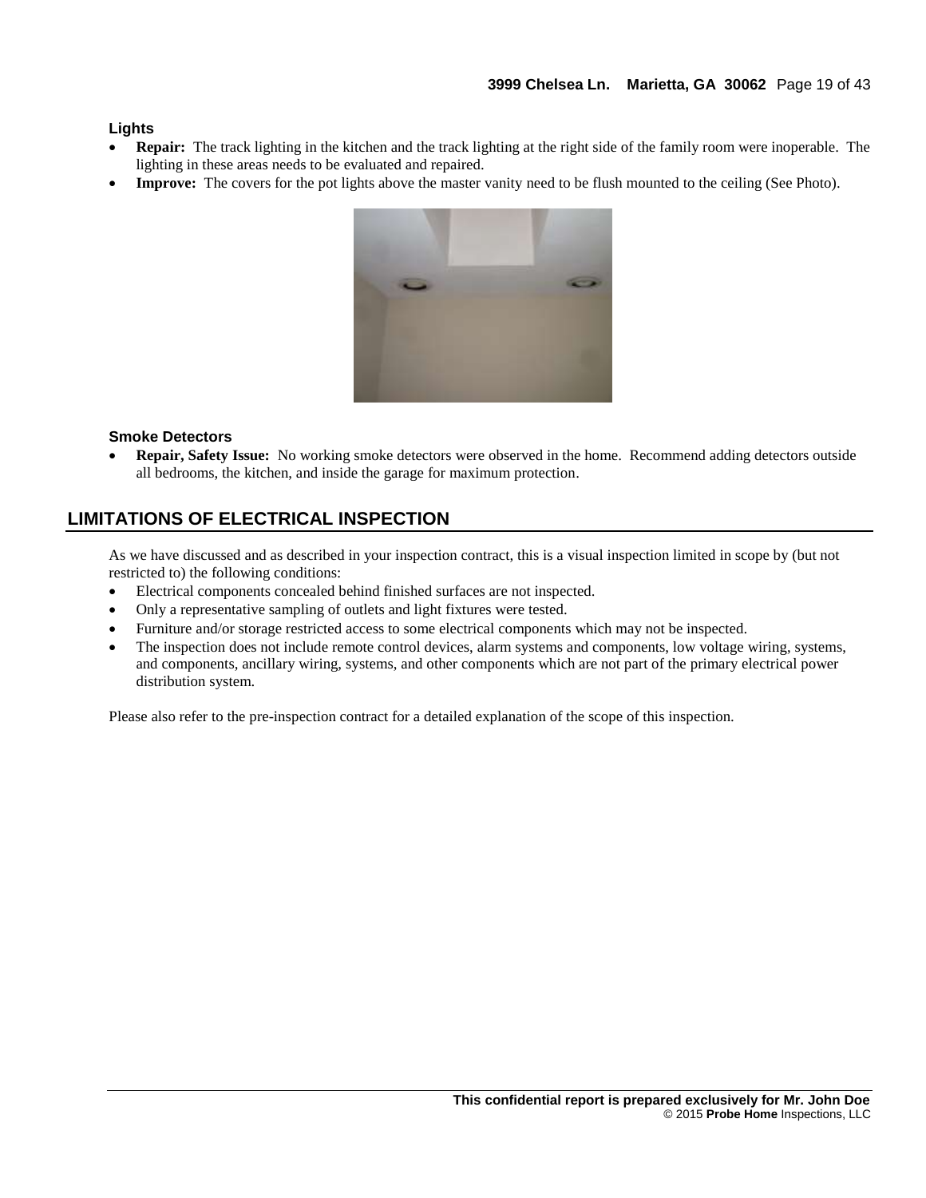### Lights

- **Repair:** The track lighting in the kitchen and the track lighting at the right side of the family room were inoperable. The lighting in these areas needs to be evaluated and repaired.
- **Improve:** The covers for the pot lights above the master vanity need to be flush mounted to the ceiling (See Photo).

### Smoke Detectors

- **Repair, Safety Issue:** No working smoke detectors were observed in the home. Recommend adding detectors outside all bedrooms, the kitchen, and inside the garage for maximum protection.

## LIMITATIONS OF ELECTRICAL INSPECTION

As we have discussed and as described in your inspection contract, this is a visual inspection limited in scope by (but not restricted to) the following conditions:

- Electrical components concealed behind finished surfaces are not inspected.
- Only a representative sampling of outlets and light fixtures were tested.
- Furniture and/or storage restricted access to some electrical components which may not be inspected.
- The inspection does not include remote control devices, alarm systems and components, low voltage wiring, systems, and components, ancillary wiring, systems, and other components which are not part of the primary electrical power distribution system.

Please also refer to the pre-inspection contract for a detailed explanation of the scope of this inspection.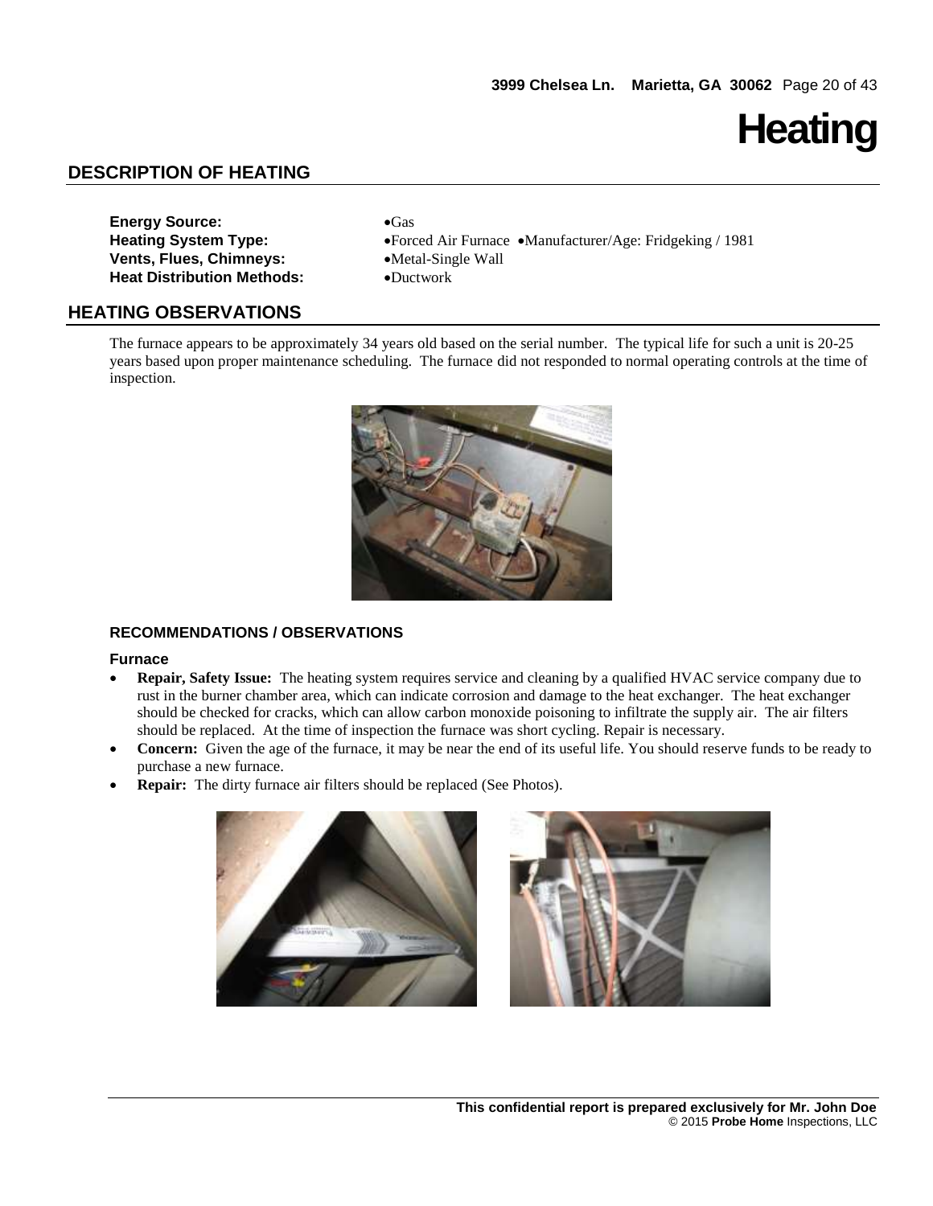# Heating

## DESCRIPTION OF HEATING

**Energy Source:** •Gas
**Heating System Type:** •Forced Air Furnace •Manufacturer/Age: Fridgeking / 1981
**Vents, Flues, Chimneys:** •Metal-Single Wall
**Heat Distribution Methods:** •Ductwork

## HEATING OBSERVATIONS

The furnace appears to be approximately 34 years old based on the serial number. The typical life for such a unit is 20-25 years based upon proper maintenance scheduling. The furnace did not responded to normal operating controls at the time of inspection.

### RECOMMENDATIONS / OBSERVATIONS

**Furnace**

- **Repair, Safety Issue:** The heating system requires service and cleaning by a qualified HVAC service company due to rust in the burner chamber area, which can indicate corrosion and damage to the heat exchanger. The heat exchanger should be checked for cracks, which can allow carbon monoxide poisoning to infiltrate the supply air. The air filters should be replaced. At the time of inspection the furnace was short cycling. Repair is necessary.
- **Concern:** Given the age of the furnace, it may be near the end of its useful life. You should reserve funds to be ready to purchase a new furnace.
- **Repair:** The dirty furnace air filters should be replaced (See Photos).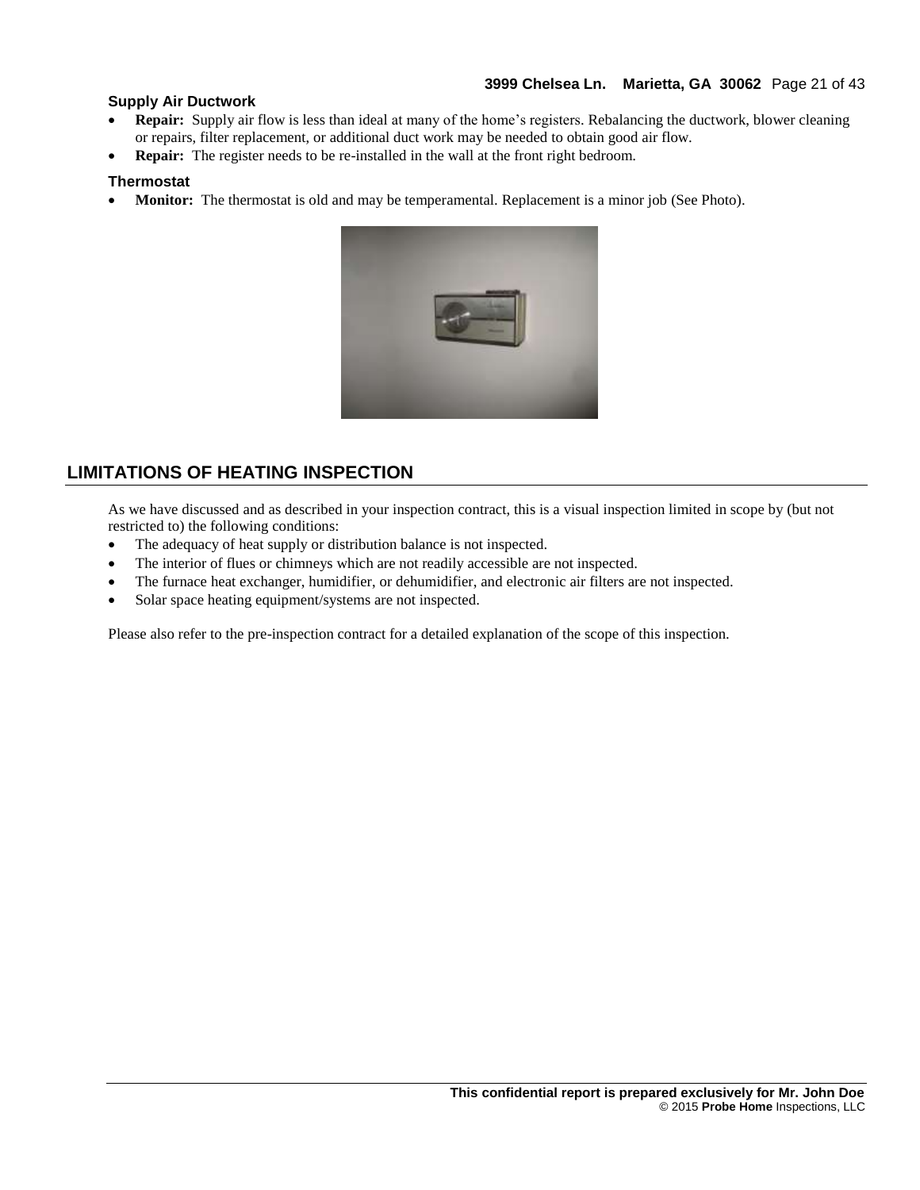### Supply Air Ductwork

- **Repair:** Supply air flow is less than ideal at many of the home's registers. Rebalancing the ductwork, blower cleaning or repairs, filter replacement, or additional duct work may be needed to obtain good air flow.
- **Repair:** The register needs to be re-installed in the wall at the front right bedroom.

### Thermostat

- **Monitor:** The thermostat is old and may be temperamental. Replacement is a minor job (See Photo).

## LIMITATIONS OF HEATING INSPECTION

As we have discussed and as described in your inspection contract, this is a visual inspection limited in scope by (but not restricted to) the following conditions:

- The adequacy of heat supply or distribution balance is not inspected.
- The interior of flues or chimneys which are not readily accessible are not inspected.
- The furnace heat exchanger, humidifier, or dehumidifier, and electronic air filters are not inspected.
- Solar space heating equipment/systems are not inspected.

Please also refer to the pre-inspection contract for a detailed explanation of the scope of this inspection.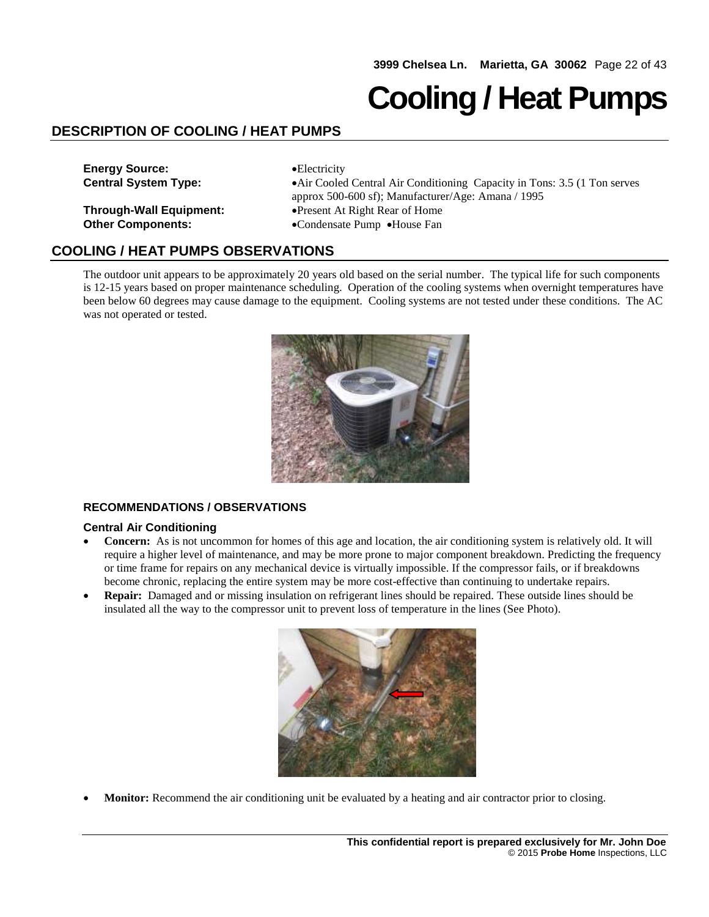# Cooling / Heat Pumps

## DESCRIPTION OF COOLING / HEAT PUMPS

**Energy Source:** •Electricity

**Central System Type:** •Air Cooled Central Air Conditioning Capacity in Tons: 3.5 (1 Ton serves approx 500-600 sf); Manufacturer/Age: Amana / 1995

**Through-Wall Equipment:** •Present At Right Rear of Home

**Other Components:** •Condensate Pump •House Fan

## COOLING / HEAT PUMPS OBSERVATIONS

The outdoor unit appears to be approximately 20 years old based on the serial number. The typical life for such components is 12-15 years based on proper maintenance scheduling. Operation of the cooling systems when overnight temperatures have been below 60 degrees may cause damage to the equipment. Cooling systems are not tested under these conditions. The AC was not operated or tested.

### RECOMMENDATIONS / OBSERVATIONS

#### Central Air Conditioning

- **Concern:** As is not uncommon for homes of this age and location, the air conditioning system is relatively old. It will require a higher level of maintenance, and may be more prone to major component breakdown. Predicting the frequency or time frame for repairs on any mechanical device is virtually impossible. If the compressor fails, or if breakdowns become chronic, replacing the entire system may be more cost-effective than continuing to undertake repairs.
- **Repair:** Damaged and or missing insulation on refrigerant lines should be repaired. These outside lines should be insulated all the way to the compressor unit to prevent loss of temperature in the lines (See Photo).
- **Monitor:** Recommend the air conditioning unit be evaluated by a heating and air contractor prior to closing.

This confidential report is prepared exclusively for Mr. John Doe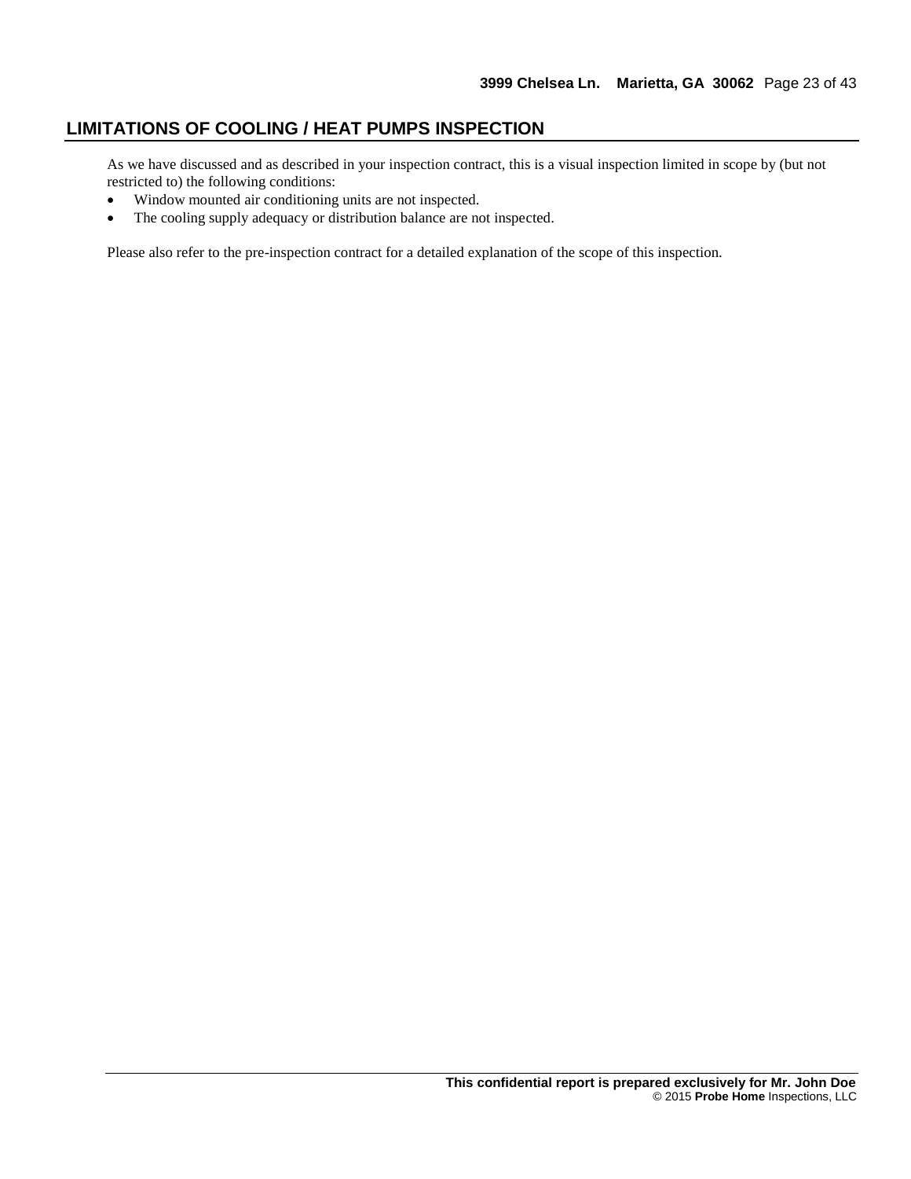## LIMITATIONS OF COOLING / HEAT PUMPS INSPECTION

As we have discussed and as described in your inspection contract, this is a visual inspection limited in scope by (but not restricted to) the following conditions:

- Window mounted air conditioning units are not inspected.
- The cooling supply adequacy or distribution balance are not inspected.

Please also refer to the pre-inspection contract for a detailed explanation of the scope of this inspection.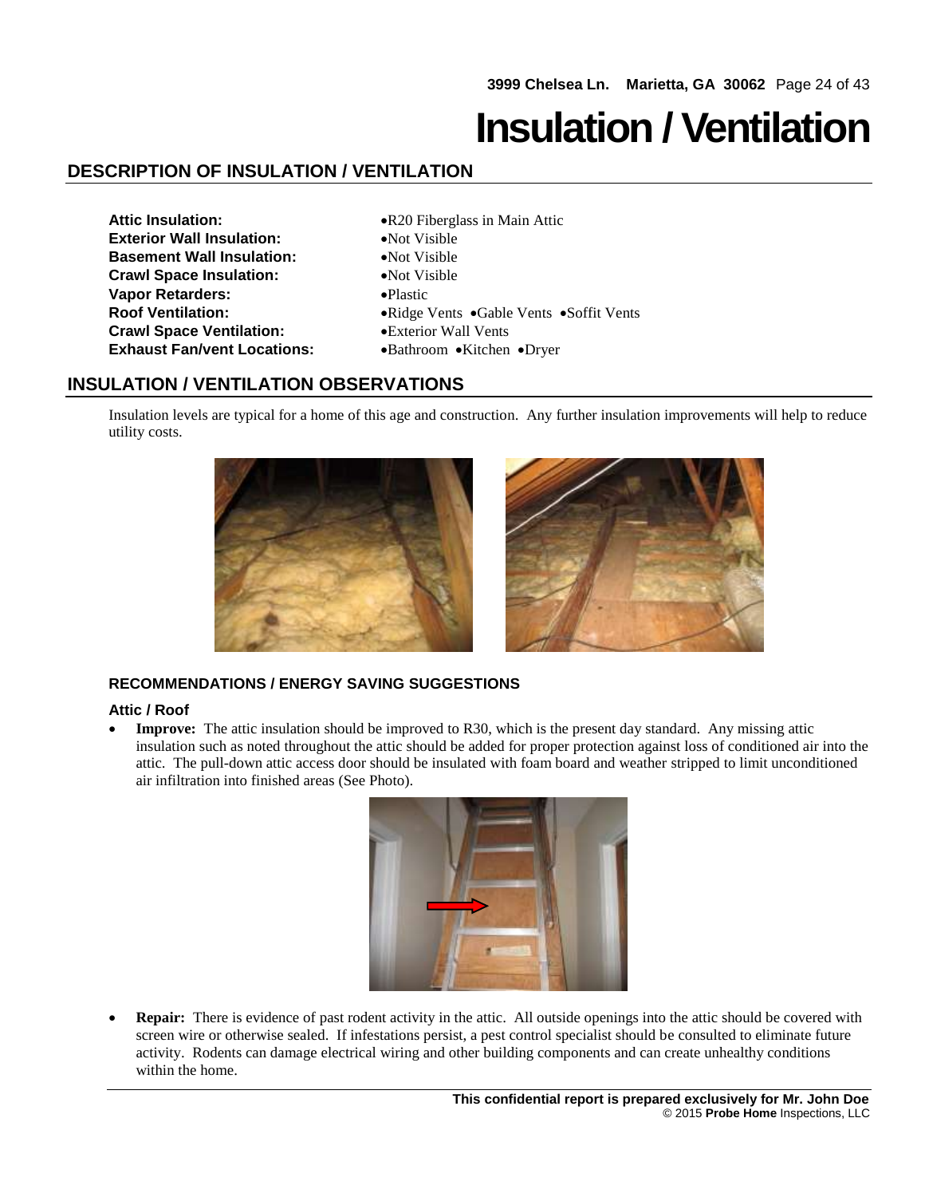# Insulation / Ventilation

## DESCRIPTION OF INSULATION / VENTILATION

| | |
|---|---|
| **Attic Insulation:** | •R20 Fiberglass in Main Attic |
| **Exterior Wall Insulation:** | •Not Visible |
| **Basement Wall Insulation:** | •Not Visible |
| **Crawl Space Insulation:** | •Not Visible |
| **Vapor Retarders:** | •Plastic |
| **Roof Ventilation:** | •Ridge Vents •Gable Vents •Soffit Vents |
| **Crawl Space Ventilation:** | •Exterior Wall Vents |
| **Exhaust Fan/vent Locations:** | •Bathroom •Kitchen •Dryer |

## INSULATION / VENTILATION OBSERVATIONS

Insulation levels are typical for a home of this age and construction. Any further insulation improvements will help to reduce utility costs.

### RECOMMENDATIONS / ENERGY SAVING SUGGESTIONS

#### Attic / Roof

- **Improve:** The attic insulation should be improved to R30, which is the present day standard. Any missing attic insulation such as noted throughout the attic should be added for proper protection against loss of conditioned air into the attic. The pull-down attic access door should be insulated with foam board and weather stripped to limit unconditioned air infiltration into finished areas (See Photo).

- **Repair:** There is evidence of past rodent activity in the attic. All outside openings into the attic should be covered with screen wire or otherwise sealed. If infestations persist, a pest control specialist should be consulted to eliminate future activity. Rodents can damage electrical wiring and other building components and can create unhealthy conditions within the home.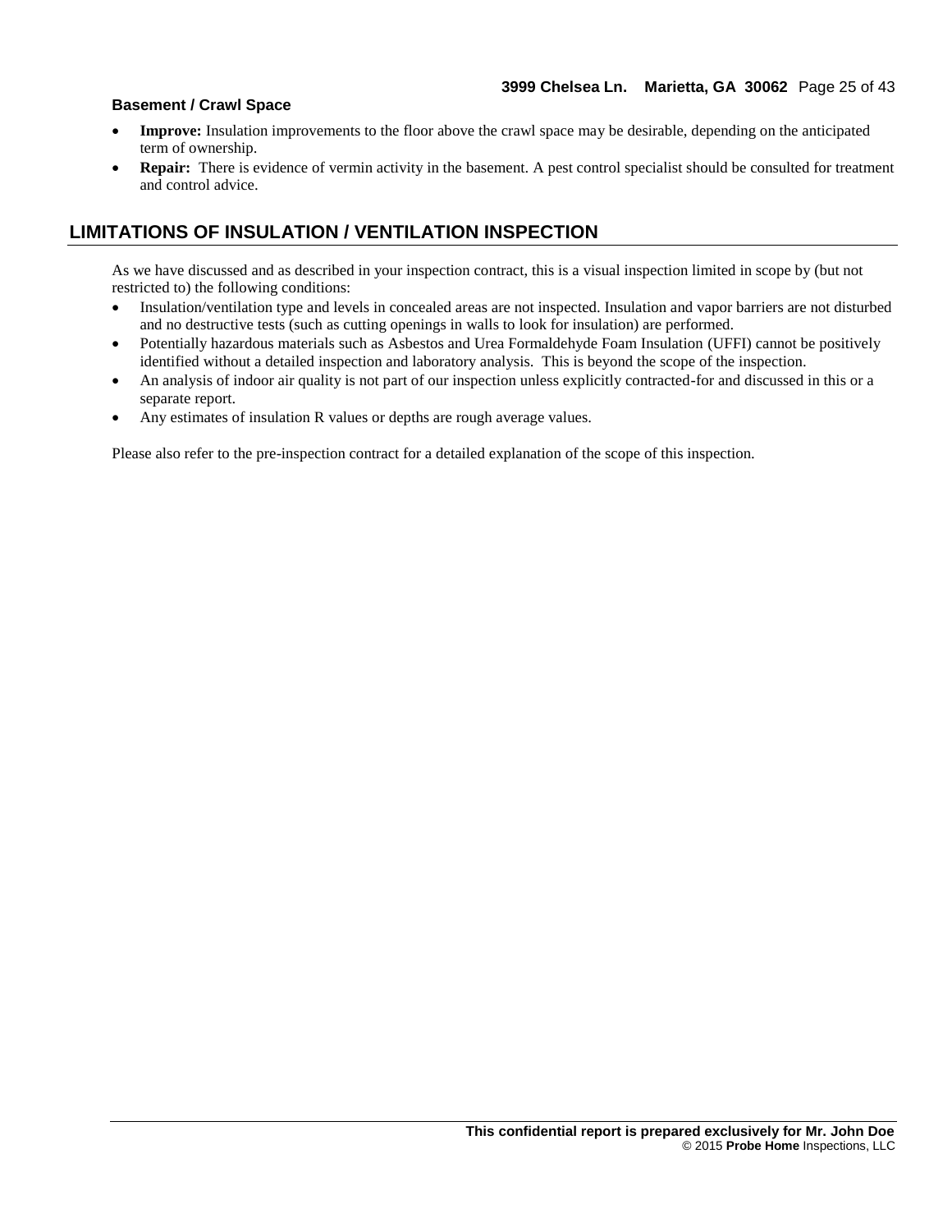**Basement / Crawl Space**

- **Improve:** Insulation improvements to the floor above the crawl space may be desirable, depending on the anticipated term of ownership.
- **Repair:** There is evidence of vermin activity in the basement. A pest control specialist should be consulted for treatment and control advice.

## LIMITATIONS OF INSULATION / VENTILATION INSPECTION

As we have discussed and as described in your inspection contract, this is a visual inspection limited in scope by (but not restricted to) the following conditions:

- Insulation/ventilation type and levels in concealed areas are not inspected. Insulation and vapor barriers are not disturbed and no destructive tests (such as cutting openings in walls to look for insulation) are performed.
- Potentially hazardous materials such as Asbestos and Urea Formaldehyde Foam Insulation (UFFI) cannot be positively identified without a detailed inspection and laboratory analysis. This is beyond the scope of the inspection.
- An analysis of indoor air quality is not part of our inspection unless explicitly contracted-for and discussed in this or a separate report.
- Any estimates of insulation R values or depths are rough average values.

Please also refer to the pre-inspection contract for a detailed explanation of the scope of this inspection.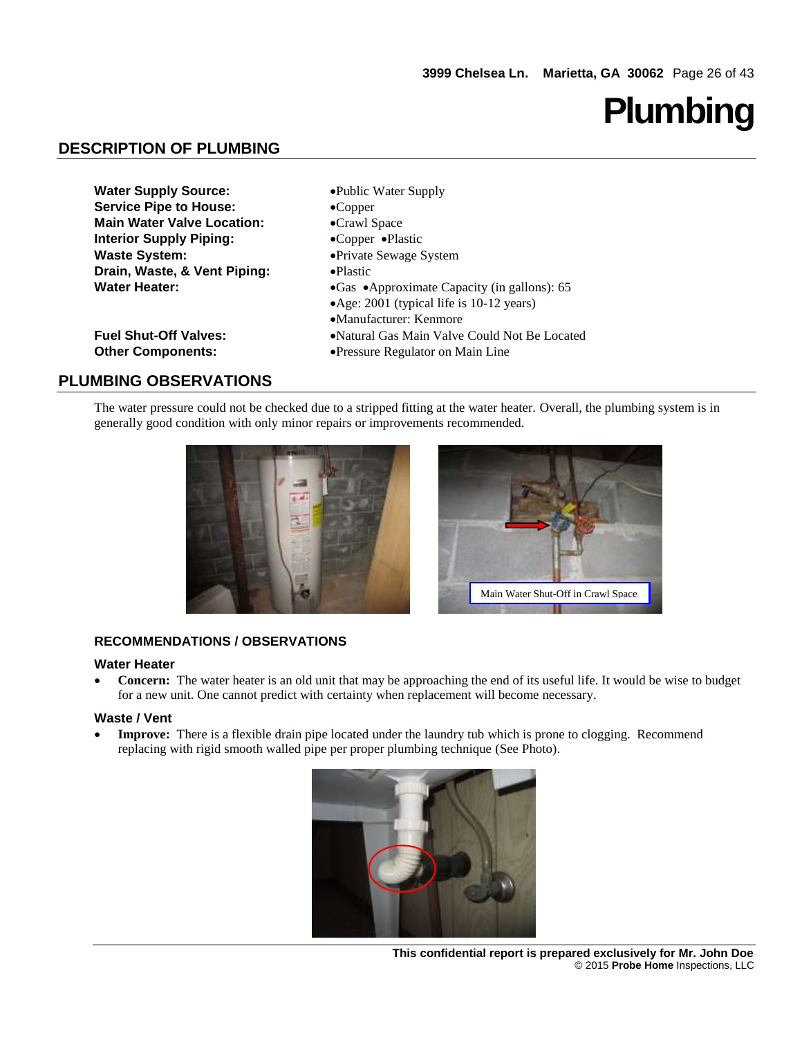# Plumbing

## DESCRIPTION OF PLUMBING

| | |
|---|---|
| **Water Supply Source:** | •Public Water Supply |
| **Service Pipe to House:** | •Copper |
| **Main Water Valve Location:** | •Crawl Space |
| **Interior Supply Piping:** | •Copper •Plastic |
| **Waste System:** | •Private Sewage System |
| **Drain, Waste, & Vent Piping:** | •Plastic |
| **Water Heater:** | •Gas •Approximate Capacity (in gallons): 65<br>•Age: 2001 (typical life is 10-12 years)<br>•Manufacturer: Kenmore |
| **Fuel Shut-Off Valves:** | •Natural Gas Main Valve Could Not Be Located |
| **Other Components:** | •Pressure Regulator on Main Line |

## PLUMBING OBSERVATIONS

The water pressure could not be checked due to a stripped fitting at the water heater. Overall, the plumbing system is in generally good condition with only minor repairs or improvements recommended.

Main Water Shut-Off in Crawl Space

### RECOMMENDATIONS / OBSERVATIONS

#### Water Heater

- **Concern:** The water heater is an old unit that may be approaching the end of its useful life. It would be wise to budget for a new unit. One cannot predict with certainty when replacement will become necessary.

#### Waste / Vent

- **Improve:** There is a flexible drain pipe located under the laundry tub which is prone to clogging. Recommend replacing with rigid smooth walled pipe per proper plumbing technique (See Photo).

This confidential report is prepared exclusively for Mr. John Doe
© 2015 **Probe Home** Inspections, LLC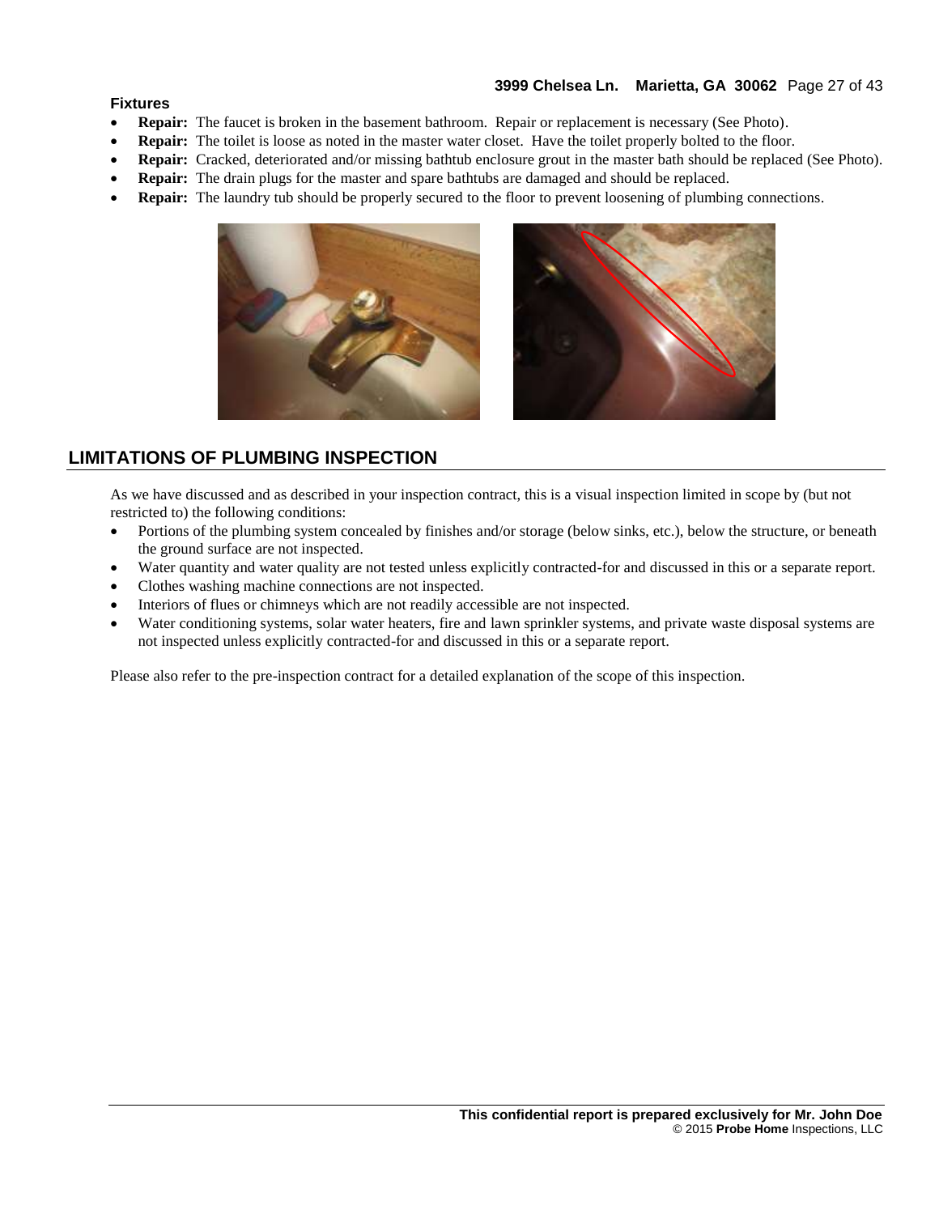### Fixtures

- **Repair:** The faucet is broken in the basement bathroom. Repair or replacement is necessary (See Photo).
- **Repair:** The toilet is loose as noted in the master water closet. Have the toilet properly bolted to the floor.
- **Repair:** Cracked, deteriorated and/or missing bathtub enclosure grout in the master bath should be replaced (See Photo).
- **Repair:** The drain plugs for the master and spare bathtubs are damaged and should be replaced.
- **Repair:** The laundry tub should be properly secured to the floor to prevent loosening of plumbing connections.

## LIMITATIONS OF PLUMBING INSPECTION

As we have discussed and as described in your inspection contract, this is a visual inspection limited in scope by (but not restricted to) the following conditions:

- Portions of the plumbing system concealed by finishes and/or storage (below sinks, etc.), below the structure, or beneath the ground surface are not inspected.
- Water quantity and water quality are not tested unless explicitly contracted-for and discussed in this or a separate report.
- Clothes washing machine connections are not inspected.
- Interiors of flues or chimneys which are not readily accessible are not inspected.
- Water conditioning systems, solar water heaters, fire and lawn sprinkler systems, and private waste disposal systems are not inspected unless explicitly contracted-for and discussed in this or a separate report.

Please also refer to the pre-inspection contract for a detailed explanation of the scope of this inspection.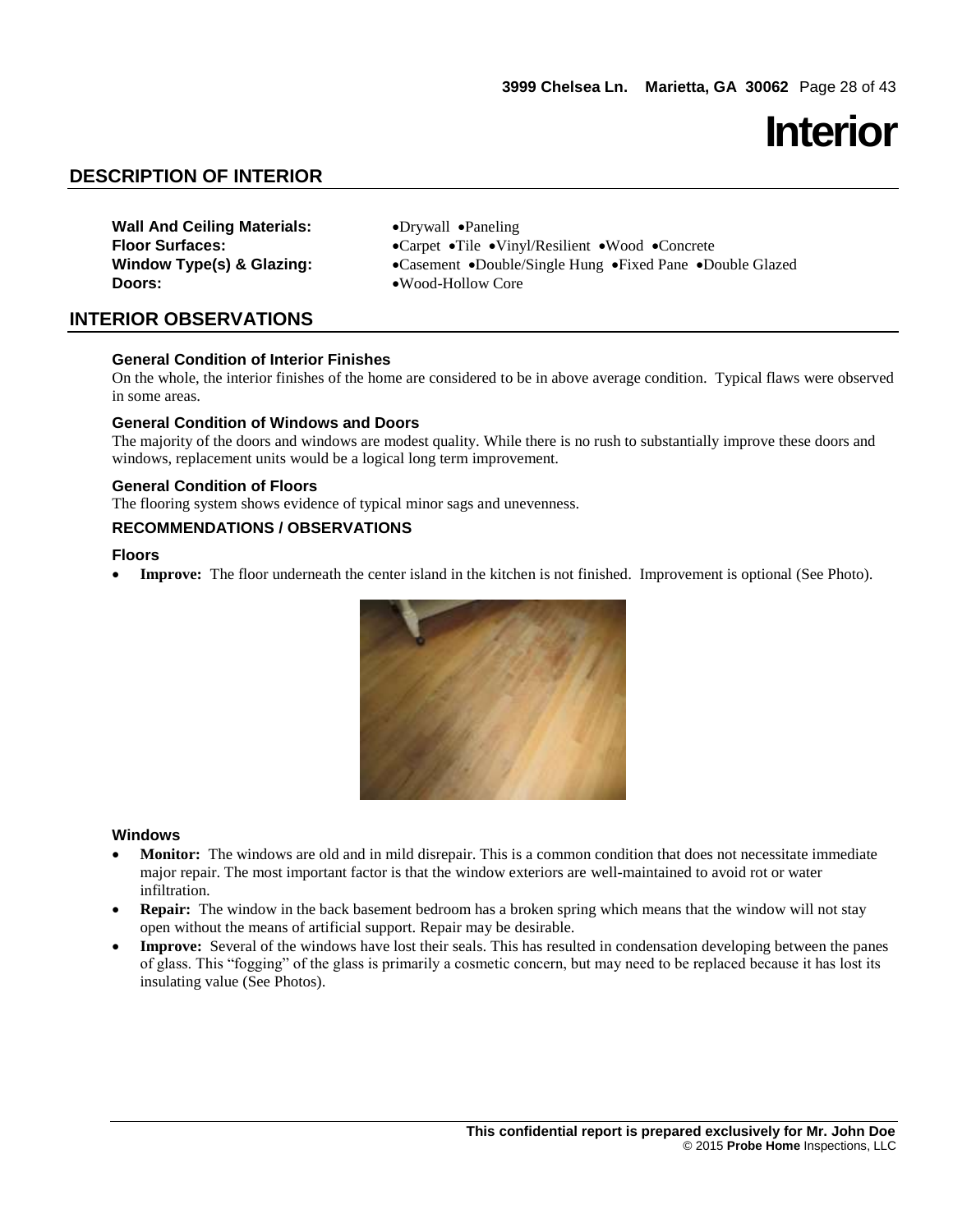# Interior

## DESCRIPTION OF INTERIOR

**Wall And Ceiling Materials:** •Drywall •Paneling
**Floor Surfaces:** •Carpet •Tile •Vinyl/Resilient •Wood •Concrete
**Window Type(s) & Glazing:** •Casement •Double/Single Hung •Fixed Pane •Double Glazed
**Doors:** •Wood-Hollow Core

## INTERIOR OBSERVATIONS

**General Condition of Interior Finishes**
On the whole, the interior finishes of the home are considered to be in above average condition. Typical flaws were observed in some areas.

**General Condition of Windows and Doors**
The majority of the doors and windows are modest quality. While there is no rush to substantially improve these doors and windows, replacement units would be a logical long term improvement.

**General Condition of Floors**
The flooring system shows evidence of typical minor sags and unevenness.

### RECOMMENDATIONS / OBSERVATIONS

**Floors**

- **Improve:** The floor underneath the center island in the kitchen is not finished. Improvement is optional (See Photo).

**Windows**

- **Monitor:** The windows are old and in mild disrepair. This is a common condition that does not necessitate immediate major repair. The most important factor is that the window exteriors are well-maintained to avoid rot or water infiltration.
- **Repair:** The window in the back basement bedroom has a broken spring which means that the window will not stay open without the means of artificial support. Repair may be desirable.
- **Improve:** Several of the windows have lost their seals. This has resulted in condensation developing between the panes of glass. This "fogging" of the glass is primarily a cosmetic concern, but may need to be replaced because it has lost its insulating value (See Photos).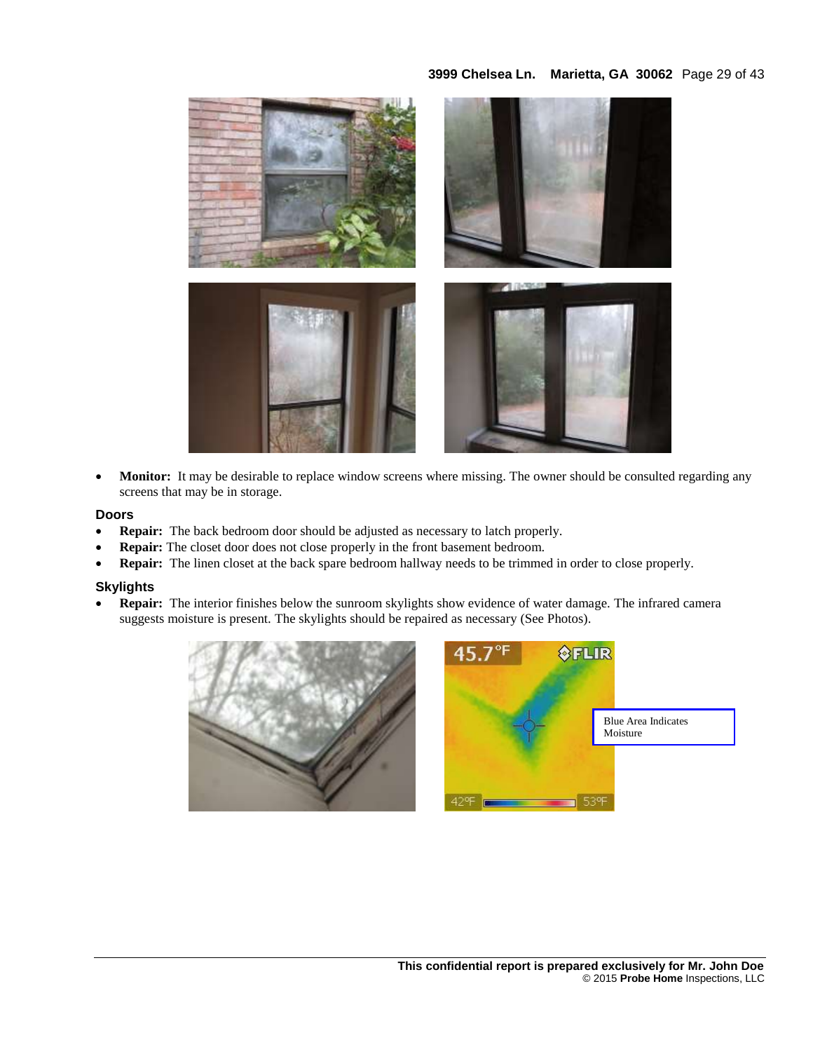- **Monitor:** It may be desirable to replace window screens where missing. The owner should be consulted regarding any screens that may be in storage.

### Doors

- **Repair:** The back bedroom door should be adjusted as necessary to latch properly.
- **Repair:** The closet door does not close properly in the front basement bedroom.
- **Repair:** The linen closet at the back spare bedroom hallway needs to be trimmed in order to close properly.

### Skylights

- **Repair:** The interior finishes below the sunroom skylights show evidence of water damage. The infrared camera suggests moisture is present. The skylights should be repaired as necessary (See Photos).

Blue Area Indicates Moisture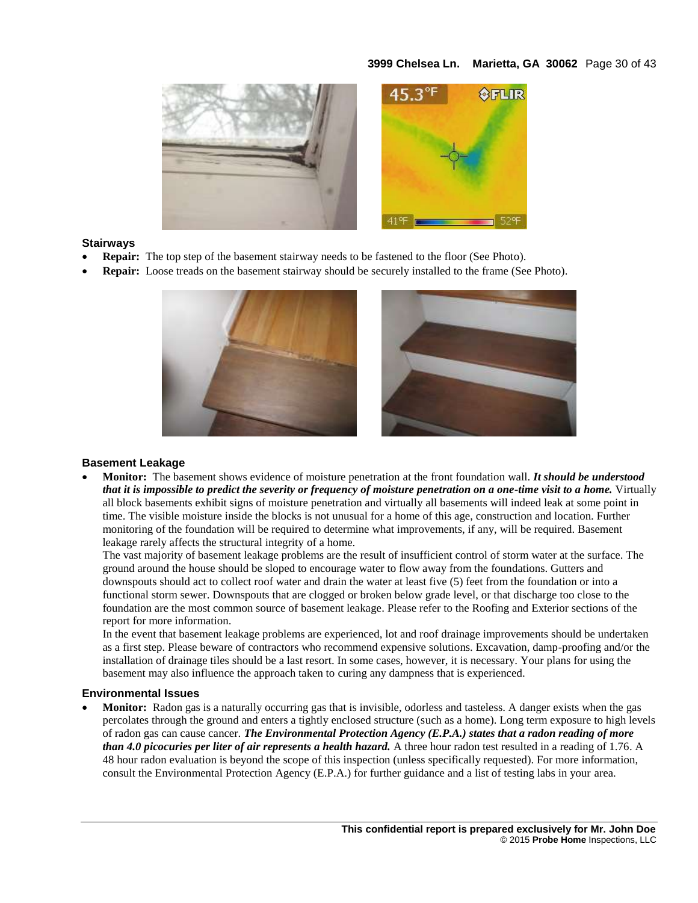### Stairways

- **Repair:** The top step of the basement stairway needs to be fastened to the floor (See Photo).
- **Repair:** Loose treads on the basement stairway should be securely installed to the frame (See Photo).

### Basement Leakage

- **Monitor:** The basement shows evidence of moisture penetration at the front foundation wall. ***It should be understood that it is impossible to predict the severity or frequency of moisture penetration on a one-time visit to a home.*** Virtually all block basements exhibit signs of moisture penetration and virtually all basements will indeed leak at some point in time. The visible moisture inside the blocks is not unusual for a home of this age, construction and location. Further monitoring of the foundation will be required to determine what improvements, if any, will be required. Basement leakage rarely affects the structural integrity of a home.

  The vast majority of basement leakage problems are the result of insufficient control of storm water at the surface. The ground around the house should be sloped to encourage water to flow away from the foundations. Gutters and downspouts should act to collect roof water and drain the water at least five (5) feet from the foundation or into a functional storm sewer. Downspouts that are clogged or broken below grade level, or that discharge too close to the foundation are the most common source of basement leakage. Please refer to the Roofing and Exterior sections of the report for more information.

  In the event that basement leakage problems are experienced, lot and roof drainage improvements should be undertaken as a first step. Please beware of contractors who recommend expensive solutions. Excavation, damp-proofing and/or the installation of drainage tiles should be a last resort. In some cases, however, it is necessary. Your plans for using the basement may also influence the approach taken to curing any dampness that is experienced.

### Environmental Issues

- **Monitor:** Radon gas is a naturally occurring gas that is invisible, odorless and tasteless. A danger exists when the gas percolates through the ground and enters a tightly enclosed structure (such as a home). Long term exposure to high levels of radon gas can cause cancer. ***The Environmental Protection Agency (E.P.A.) states that a radon reading of more than 4.0 picocuries per liter of air represents a health hazard.*** A three hour radon test resulted in a reading of 1.76. A 48 hour radon evaluation is beyond the scope of this inspection (unless specifically requested). For more information, consult the Environmental Protection Agency (E.P.A.) for further guidance and a list of testing labs in your area.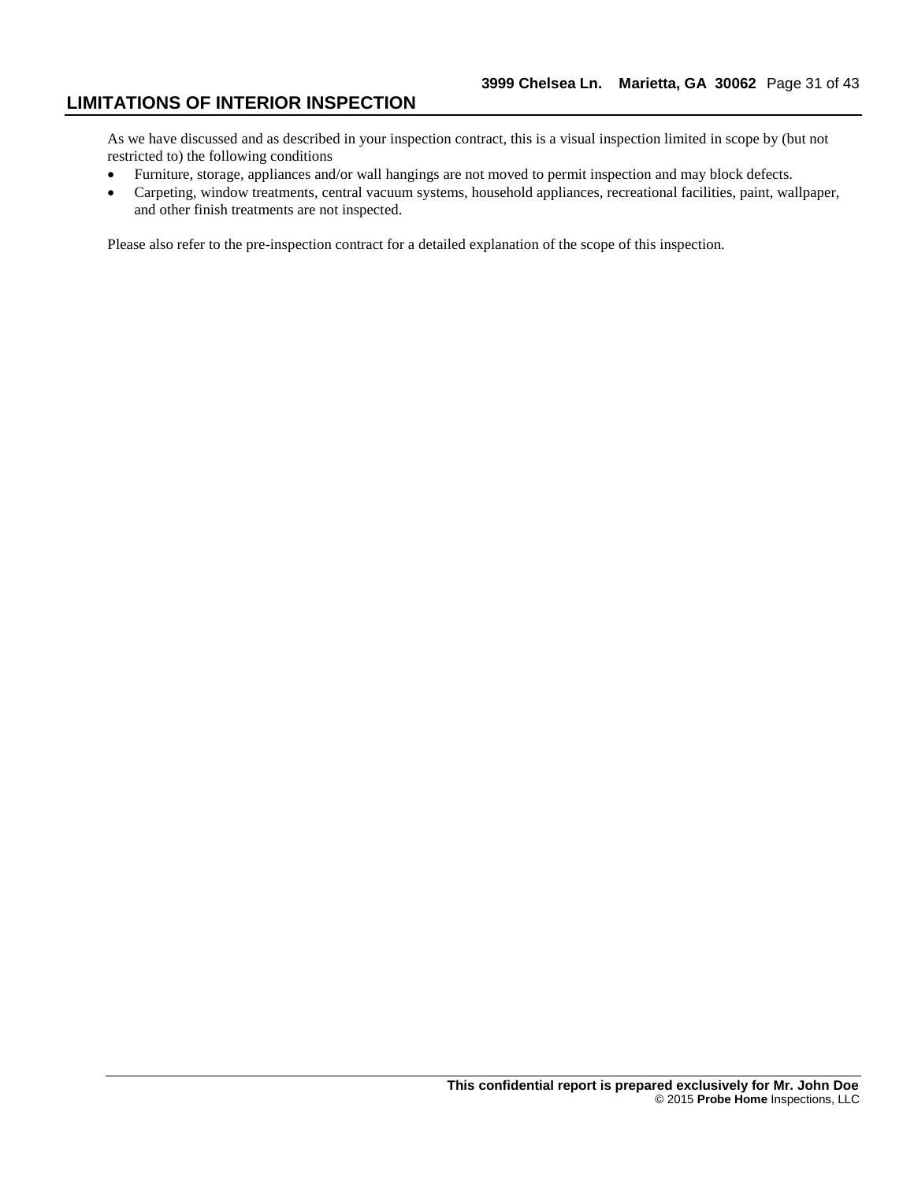## LIMITATIONS OF INTERIOR INSPECTION

As we have discussed and as described in your inspection contract, this is a visual inspection limited in scope by (but not restricted to) the following conditions

- Furniture, storage, appliances and/or wall hangings are not moved to permit inspection and may block defects.
- Carpeting, window treatments, central vacuum systems, household appliances, recreational facilities, paint, wallpaper, and other finish treatments are not inspected.

Please also refer to the pre-inspection contract for a detailed explanation of the scope of this inspection.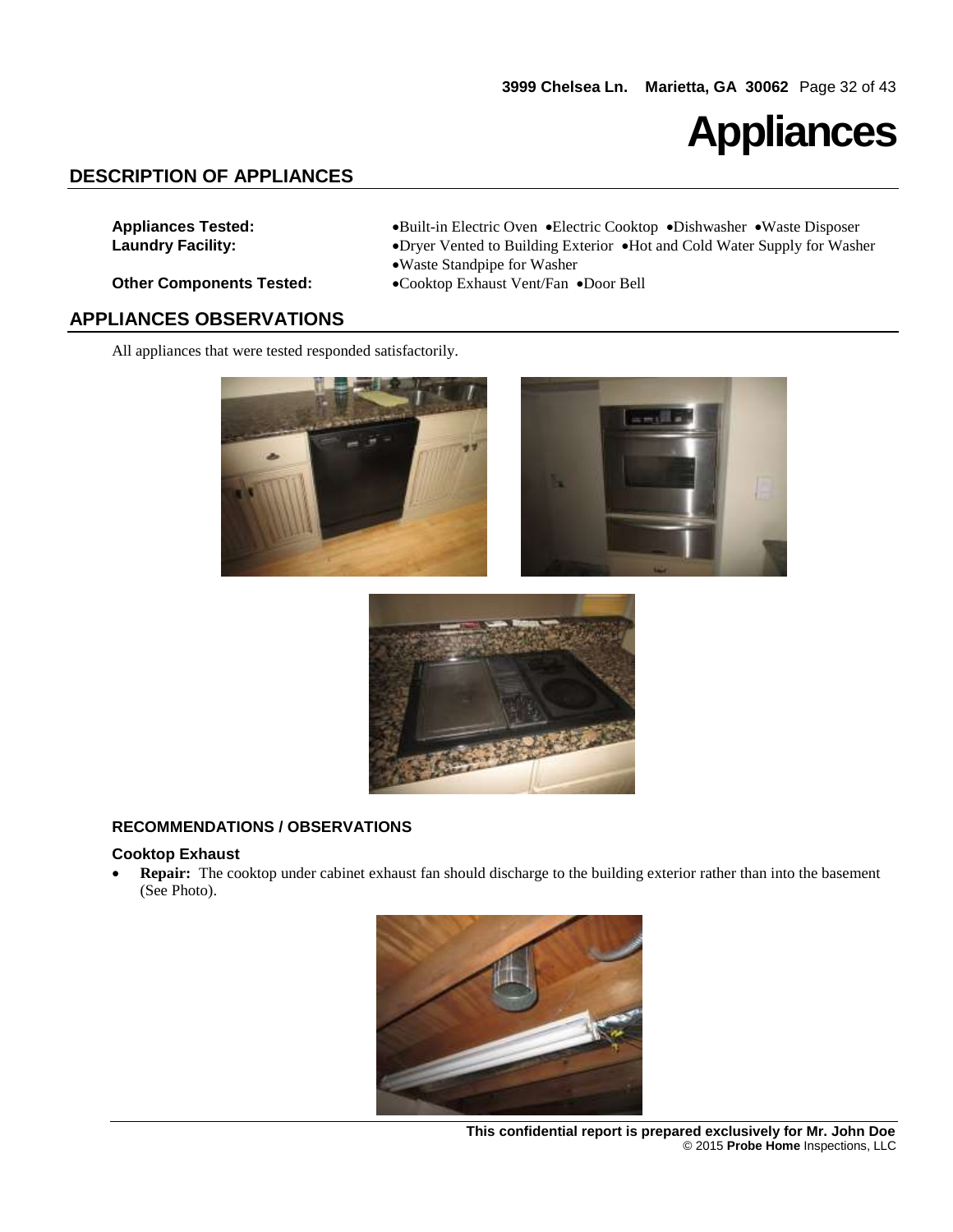# Appliances

## DESCRIPTION OF APPLIANCES

**Appliances Tested:** •Built-in Electric Oven •Electric Cooktop •Dishwasher •Waste Disposer

**Laundry Facility:** •Dryer Vented to Building Exterior •Hot and Cold Water Supply for Washer •Waste Standpipe for Washer

**Other Components Tested:** •Cooktop Exhaust Vent/Fan •Door Bell

## APPLIANCES OBSERVATIONS

All appliances that were tested responded satisfactorily.

### RECOMMENDATIONS / OBSERVATIONS

#### Cooktop Exhaust

- **Repair:** The cooktop under cabinet exhaust fan should discharge to the building exterior rather than into the basement (See Photo).

This confidential report is prepared exclusively for Mr. John Doe
© 2015 **Probe Home** Inspections, LLC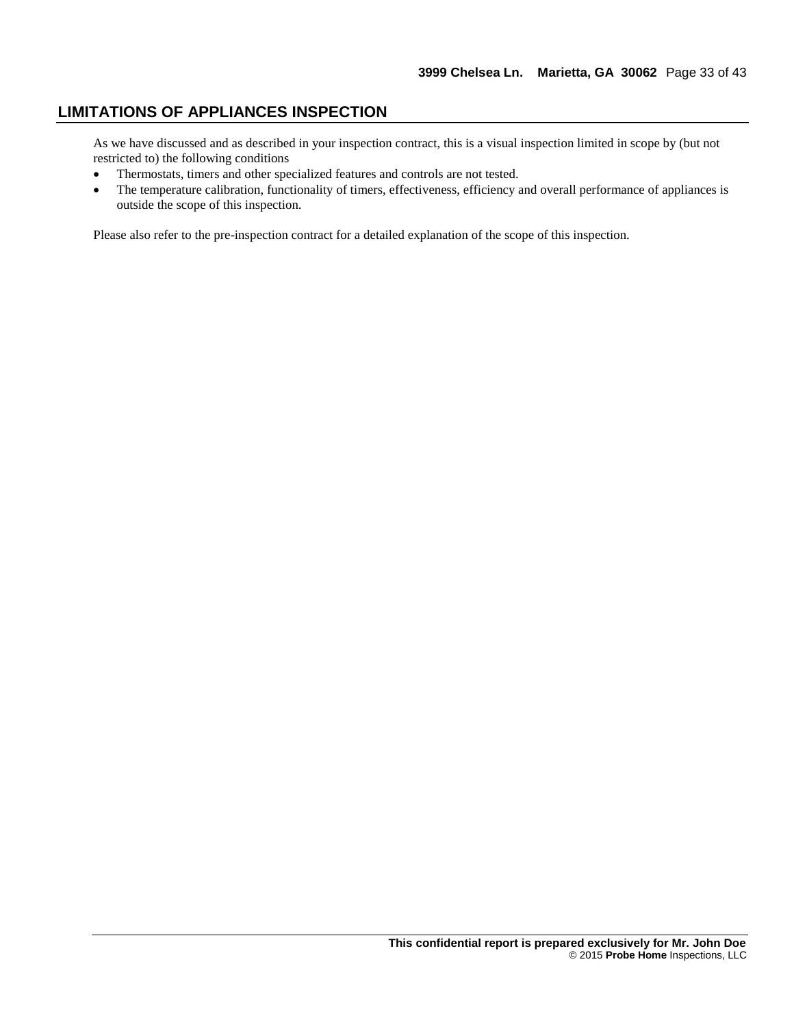## LIMITATIONS OF APPLIANCES INSPECTION

As we have discussed and as described in your inspection contract, this is a visual inspection limited in scope by (but not restricted to) the following conditions

- Thermostats, timers and other specialized features and controls are not tested.
- The temperature calibration, functionality of timers, effectiveness, efficiency and overall performance of appliances is outside the scope of this inspection.

Please also refer to the pre-inspection contract for a detailed explanation of the scope of this inspection.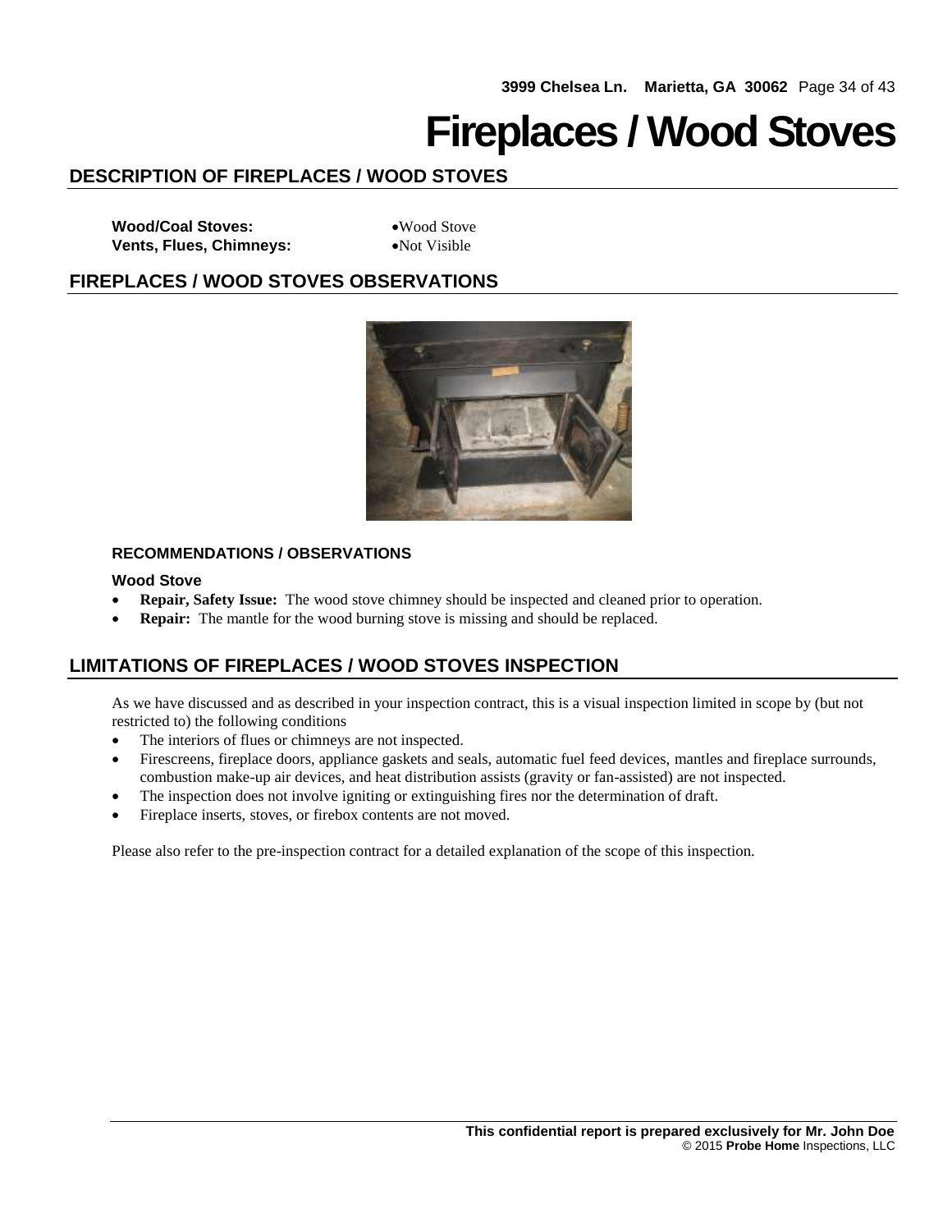# Fireplaces / Wood Stoves

## DESCRIPTION OF FIREPLACES / WOOD STOVES

**Wood/Coal Stoves:** • Wood Stove
**Vents, Flues, Chimneys:** • Not Visible

## FIREPLACES / WOOD STOVES OBSERVATIONS

### RECOMMENDATIONS / OBSERVATIONS

**Wood Stove**

- **Repair, Safety Issue:** The wood stove chimney should be inspected and cleaned prior to operation.
- **Repair:** The mantle for the wood burning stove is missing and should be replaced.

## LIMITATIONS OF FIREPLACES / WOOD STOVES INSPECTION

As we have discussed and as described in your inspection contract, this is a visual inspection limited in scope by (but not restricted to) the following conditions

- The interiors of flues or chimneys are not inspected.
- Firescreens, fireplace doors, appliance gaskets and seals, automatic fuel feed devices, mantles and fireplace surrounds, combustion make-up air devices, and heat distribution assists (gravity or fan-assisted) are not inspected.
- The inspection does not involve igniting or extinguishing fires nor the determination of draft.
- Fireplace inserts, stoves, or firebox contents are not moved.

Please also refer to the pre-inspection contract for a detailed explanation of the scope of this inspection.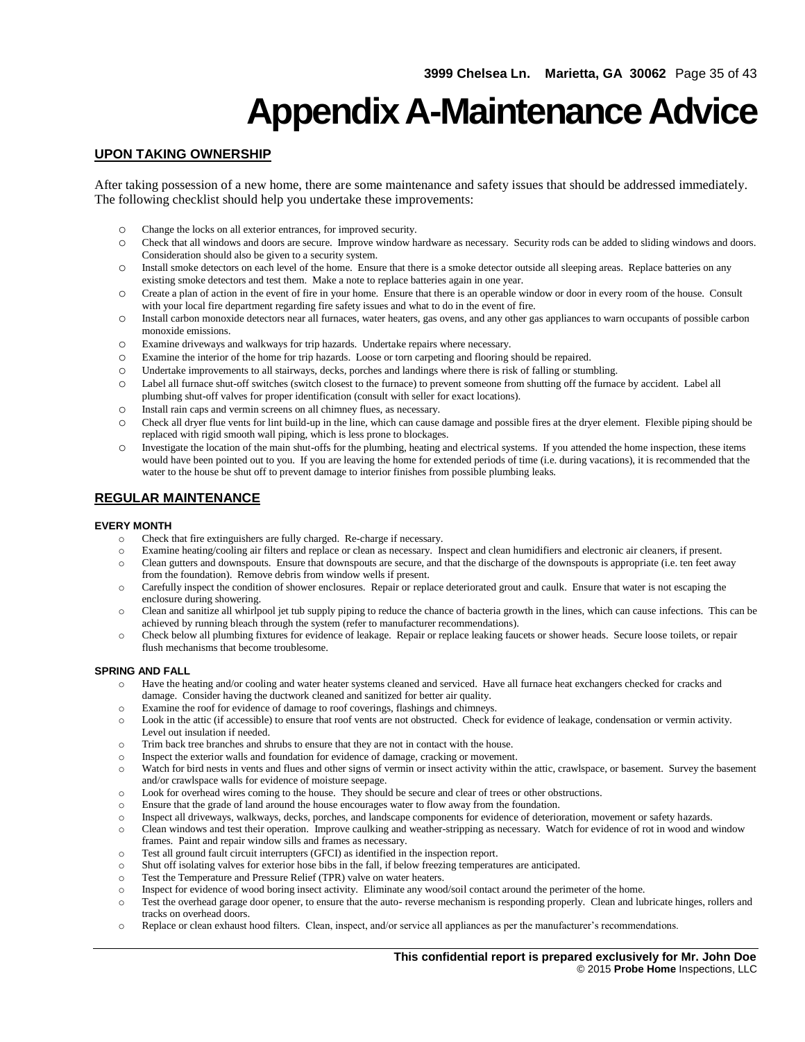# Appendix A-Maintenance Advice

## UPON TAKING OWNERSHIP

After taking possession of a new home, there are some maintenance and safety issues that should be addressed immediately. The following checklist should help you undertake these improvements:

- Change the locks on all exterior entrances, for improved security.
- Check that all windows and doors are secure. Improve window hardware as necessary. Security rods can be added to sliding windows and doors. Consideration should also be given to a security system.
- Install smoke detectors on each level of the home. Ensure that there is a smoke detector outside all sleeping areas. Replace batteries on any existing smoke detectors and test them. Make a note to replace batteries again in one year.
- Create a plan of action in the event of fire in your home. Ensure that there is an operable window or door in every room of the house. Consult with your local fire department regarding fire safety issues and what to do in the event of fire.
- Install carbon monoxide detectors near all furnaces, water heaters, gas ovens, and any other gas appliances to warn occupants of possible carbon monoxide emissions.
- Examine driveways and walkways for trip hazards. Undertake repairs where necessary.
- Examine the interior of the home for trip hazards. Loose or torn carpeting and flooring should be repaired.
- Undertake improvements to all stairways, decks, porches and landings where there is risk of falling or stumbling.
- Label all furnace shut-off switches (switch closest to the furnace) to prevent someone from shutting off the furnace by accident. Label all plumbing shut-off valves for proper identification (consult with seller for exact locations).
- Install rain caps and vermin screens on all chimney flues, as necessary.
- Check all dryer flue vents for lint build-up in the line, which can cause damage and possible fires at the dryer element. Flexible piping should be replaced with rigid smooth wall piping, which is less prone to blockages.
- Investigate the location of the main shut-offs for the plumbing, heating and electrical systems. If you attended the home inspection, these items would have been pointed out to you. If you are leaving the home for extended periods of time (i.e. during vacations), it is recommended that the water to the house be shut off to prevent damage to interior finishes from possible plumbing leaks.

## REGULAR MAINTENANCE

#### EVERY MONTH

- Check that fire extinguishers are fully charged. Re-charge if necessary.
- Examine heating/cooling air filters and replace or clean as necessary. Inspect and clean humidifiers and electronic air cleaners, if present.
- Clean gutters and downspouts. Ensure that downspouts are secure, and that the discharge of the downspouts is appropriate (i.e. ten feet away from the foundation). Remove debris from window wells if present.
- Carefully inspect the condition of shower enclosures. Repair or replace deteriorated grout and caulk. Ensure that water is not escaping the enclosure during showering.
- Clean and sanitize all whirlpool jet tub supply piping to reduce the chance of bacteria growth in the lines, which can cause infections. This can be achieved by running bleach through the system (refer to manufacturer recommendations).
- Check below all plumbing fixtures for evidence of leakage. Repair or replace leaking faucets or shower heads. Secure loose toilets, or repair flush mechanisms that become troublesome.

#### SPRING AND FALL

- Have the heating and/or cooling and water heater systems cleaned and serviced. Have all furnace heat exchangers checked for cracks and damage. Consider having the ductwork cleaned and sanitized for better air quality.
- Examine the roof for evidence of damage to roof coverings, flashings and chimneys.
- Look in the attic (if accessible) to ensure that roof vents are not obstructed. Check for evidence of leakage, condensation or vermin activity. Level out insulation if needed.
- Trim back tree branches and shrubs to ensure that they are not in contact with the house.
- Inspect the exterior walls and foundation for evidence of damage, cracking or movement.
- Watch for bird nests in vents and flues and other signs of vermin or insect activity within the attic, crawlspace, or basement. Survey the basement and/or crawlspace walls for evidence of moisture seepage.
- Look for overhead wires coming to the house. They should be secure and clear of trees or other obstructions.
- Ensure that the grade of land around the house encourages water to flow away from the foundation.
- Inspect all driveways, walkways, decks, porches, and landscape components for evidence of deterioration, movement or safety hazards.
- Clean windows and test their operation. Improve caulking and weather-stripping as necessary. Watch for evidence of rot in wood and window frames. Paint and repair window sills and frames as necessary.
- Test all ground fault circuit interrupters (GFCI) as identified in the inspection report.
- Shut off isolating valves for exterior hose bibs in the fall, if below freezing temperatures are anticipated.
- Test the Temperature and Pressure Relief (TPR) valve on water heaters.
- Inspect for evidence of wood boring insect activity. Eliminate any wood/soil contact around the perimeter of the home.
- Test the overhead garage door opener, to ensure that the auto- reverse mechanism is responding properly. Clean and lubricate hinges, rollers and tracks on overhead doors.
- Replace or clean exhaust hood filters. Clean, inspect, and/or service all appliances as per the manufacturer's recommendations.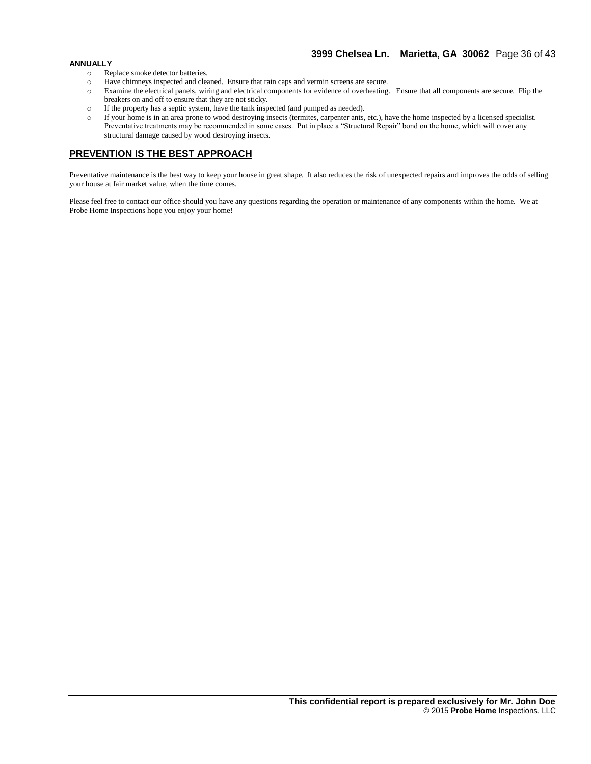**ANNUALLY**

- Replace smoke detector batteries.
- Have chimneys inspected and cleaned. Ensure that rain caps and vermin screens are secure.
- Examine the electrical panels, wiring and electrical components for evidence of overheating. Ensure that all components are secure. Flip the breakers on and off to ensure that they are not sticky.
- If the property has a septic system, have the tank inspected (and pumped as needed).
- If your home is in an area prone to wood destroying insects (termites, carpenter ants, etc.), have the home inspected by a licensed specialist. Preventative treatments may be recommended in some cases. Put in place a "Structural Repair" bond on the home, which will cover any structural damage caused by wood destroying insects.

## PREVENTION IS THE BEST APPROACH

Preventative maintenance is the best way to keep your house in great shape. It also reduces the risk of unexpected repairs and improves the odds of selling your house at fair market value, when the time comes.

Please feel free to contact our office should you have any questions regarding the operation or maintenance of any components within the home. We at Probe Home Inspections hope you enjoy your home!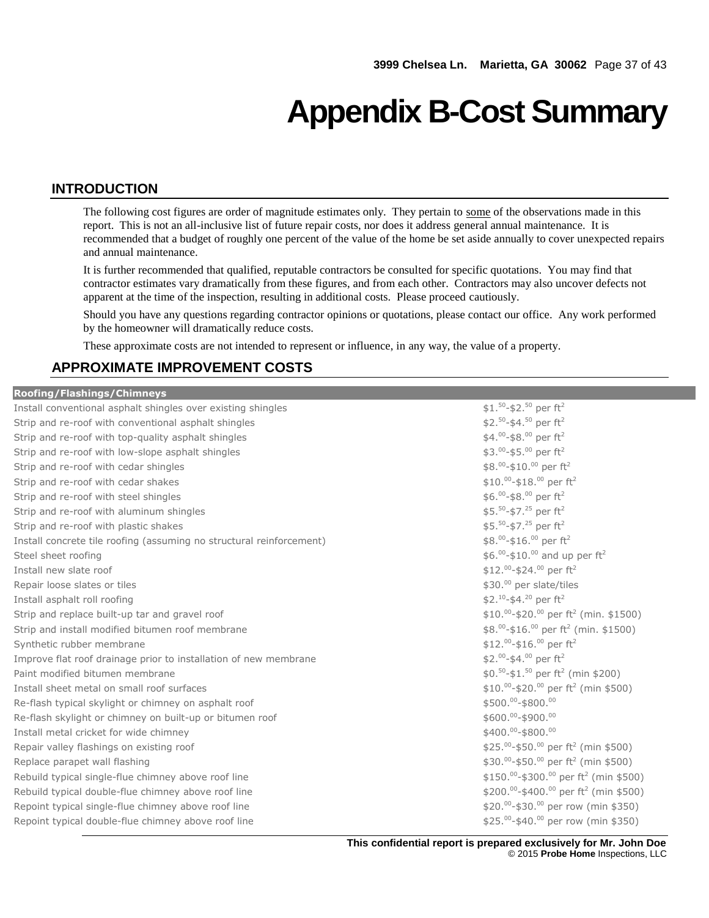# Appendix B-Cost Summary

## INTRODUCTION

The following cost figures are order of magnitude estimates only. They pertain to some of the observations made in this report. This is not an all-inclusive list of future repair costs, nor does it address general annual maintenance. It is recommended that a budget of roughly one percent of the value of the home be set aside annually to cover unexpected repairs and annual maintenance.

It is further recommended that qualified, reputable contractors be consulted for specific quotations. You may find that contractor estimates vary dramatically from these figures, and from each other. Contractors may also uncover defects not apparent at the time of the inspection, resulting in additional costs. Please proceed cautiously.

Should you have any questions regarding contractor opinions or quotations, please contact our office. Any work performed by the homeowner will dramatically reduce costs.

These approximate costs are not intended to represent or influence, in any way, the value of a property.

## APPROXIMATE IMPROVEMENT COSTS

| Roofing/Flashings/Chimneys | |
|---|---|
| Install conventional asphalt shingles over existing shingles | \$1.50-\$2.50 per ft² |
| Strip and re-roof with conventional asphalt shingles | \$2.50-\$4.50 per ft² |
| Strip and re-roof with top-quality asphalt shingles | \$4.00-\$8.00 per ft² |
| Strip and re-roof with low-slope asphalt shingles | \$3.00-\$5.00 per ft² |
| Strip and re-roof with cedar shingles | \$8.00-\$10.00 per ft² |
| Strip and re-roof with cedar shakes | \$10.00-\$18.00 per ft² |
| Strip and re-roof with steel shingles | \$6.00-\$8.00 per ft² |
| Strip and re-roof with aluminum shingles | \$5.50-\$7.25 per ft² |
| Strip and re-roof with plastic shakes | \$5.50-\$7.25 per ft² |
| Install concrete tile roofing (assuming no structural reinforcement) | \$8.00-\$16.00 per ft² |
| Steel sheet roofing | \$6.00-\$10.00 and up per ft² |
| Install new slate roof | \$12.00-\$24.00 per ft² |
| Repair loose slates or tiles | \$30.00 per slate/tiles |
| Install asphalt roll roofing | \$2.10-\$4.20 per ft² |
| Strip and replace built-up tar and gravel roof | \$10.00-\$20.00 per ft² (min. \$1500) |
| Strip and install modified bitumen roof membrane | \$8.00-\$16.00 per ft² (min. \$1500) |
| Synthetic rubber membrane | \$12.00-\$16.00 per ft² |
| Improve flat roof drainage prior to installation of new membrane | \$2.00-\$4.00 per ft² |
| Paint modified bitumen membrane | \$0.50-\$1.50 per ft² (min \$200) |
| Install sheet metal on small roof surfaces | \$10.00-\$20.00 per ft² (min \$500) |
| Re-flash typical skylight or chimney on asphalt roof | \$500.00-\$800.00 |
| Re-flash skylight or chimney on built-up or bitumen roof | \$600.00-\$900.00 |
| Install metal cricket for wide chimney | \$400.00-\$800.00 |
| Repair valley flashings on existing roof | \$25.00-\$50.00 per ft² (min \$500) |
| Replace parapet wall flashing | \$30.00-\$50.00 per ft² (min \$500) |
| Rebuild typical single-flue chimney above roof line | \$150.00-\$300.00 per ft² (min \$500) |
| Rebuild typical double-flue chimney above roof line | \$200.00-\$400.00 per ft² (min \$500) |
| Repoint typical single-flue chimney above roof line | \$20.00-\$30.00 per row (min \$350) |
| Repoint typical double-flue chimney above roof line | \$25.00-\$40.00 per row (min \$350) |

**This confidential report is prepared exclusively for Mr. John Doe**
© 2015 **Probe Home** Inspections, LLC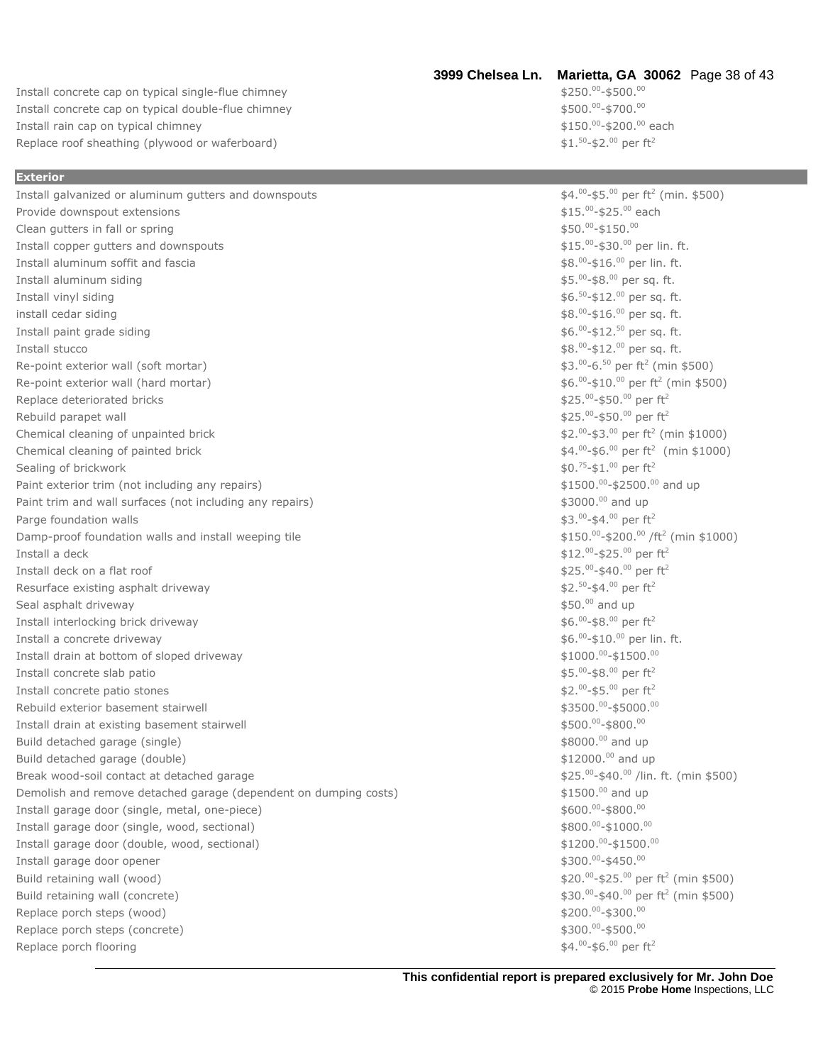| | |
|---|---|
| Install concrete cap on typical single-flue chimney | $250.00-$500.00 |
| Install concrete cap on typical double-flue chimney | $500.00-$700.00 |
| Install rain cap on typical chimney | $150.00-$200.00 each |
| Replace roof sheathing (plywood or waferboard) | $1.50-$2.00 per ft$^2$ |

## Exterior

| | |
|---|---|
| Install galvanized or aluminum gutters and downspouts | $4.00-$5.00 per ft$^2$ (min. $500) |
| Provide downspout extensions | $15.00-$25.00 each |
| Clean gutters in fall or spring | $50.00-$150.00 |
| Install copper gutters and downspouts | $15.00-$30.00 per lin. ft. |
| Install aluminum soffit and fascia | $8.00-$16.00 per lin. ft. |
| Install aluminum siding | $5.00-$8.00 per sq. ft. |
| Install vinyl siding | $6.50-$12.00 per sq. ft. |
| install cedar siding | $8.00-$16.00 per sq. ft. |
| Install paint grade siding | $6.00-$12.50 per sq. ft. |
| Install stucco | $8.00-$12.00 per sq. ft. |
| Re-point exterior wall (soft mortar) | $3.00-6.50 per ft$^2$ (min $500) |
| Re-point exterior wall (hard mortar) | $6.00-$10.00 per ft$^2$ (min $500) |
| Replace deteriorated bricks | $25.00-$50.00 per ft$^2$ |
| Rebuild parapet wall | $25.00-$50.00 per ft$^2$ |
| Chemical cleaning of unpainted brick | $2.00-$3.00 per ft$^2$ (min $1000) |
| Chemical cleaning of painted brick | $4.00-$6.00 per ft$^2$ (min $1000) |
| Sealing of brickwork | $0.75-$1.00 per ft$^2$ |
| Paint exterior trim (not including any repairs) | $1500.00-$2500.00 and up |
| Paint trim and wall surfaces (not including any repairs) | $3000.00 and up |
| Parge foundation walls | $3.00-$4.00 per ft$^2$ |
| Damp-proof foundation walls and install weeping tile | $150.00-$200.00 /ft$^2$ (min $1000) |
| Install a deck | $12.00-$25.00 per ft$^2$ |
| Install deck on a flat roof | $25.00-$40.00 per ft$^2$ |
| Resurface existing asphalt driveway | $2.50-$4.00 per ft$^2$ |
| Seal asphalt driveway | $50.00 and up |
| Install interlocking brick driveway | $6.00-$8.00 per ft$^2$ |
| Install a concrete driveway | $6.00-$10.00 per lin. ft. |
| Install drain at bottom of sloped driveway | $1000.00-$1500.00 |
| Install concrete slab patio | $5.00-$8.00 per ft$^2$ |
| Install concrete patio stones | $2.00-$5.00 per ft$^2$ |
| Rebuild exterior basement stairwell | $3500.00-$5000.00 |
| Install drain at existing basement stairwell | $500.00-$800.00 |
| Build detached garage (single) | $8000.00 and up |
| Build detached garage (double) | $12000.00 and up |
| Break wood-soil contact at detached garage | $25.00-$40.00 /lin. ft. (min $500) |
| Demolish and remove detached garage (dependent on dumping costs) | $1500.00 and up |
| Install garage door (single, metal, one-piece) | $600.00-$800.00 |
| Install garage door (single, wood, sectional) | $800.00-$1000.00 |
| Install garage door (double, wood, sectional) | $1200.00-$1500.00 |
| Install garage door opener | $300.00-$450.00 |
| Build retaining wall (wood) | $20.00-$25.00 per ft$^2$ (min $500) |
| Build retaining wall (concrete) | $30.00-$40.00 per ft$^2$ (min $500) |
| Replace porch steps (wood) | $200.00-$300.00 |
| Replace porch steps (concrete) | $300.00-$500.00 |
| Replace porch flooring | $4.00-$6.00 per ft$^2$ |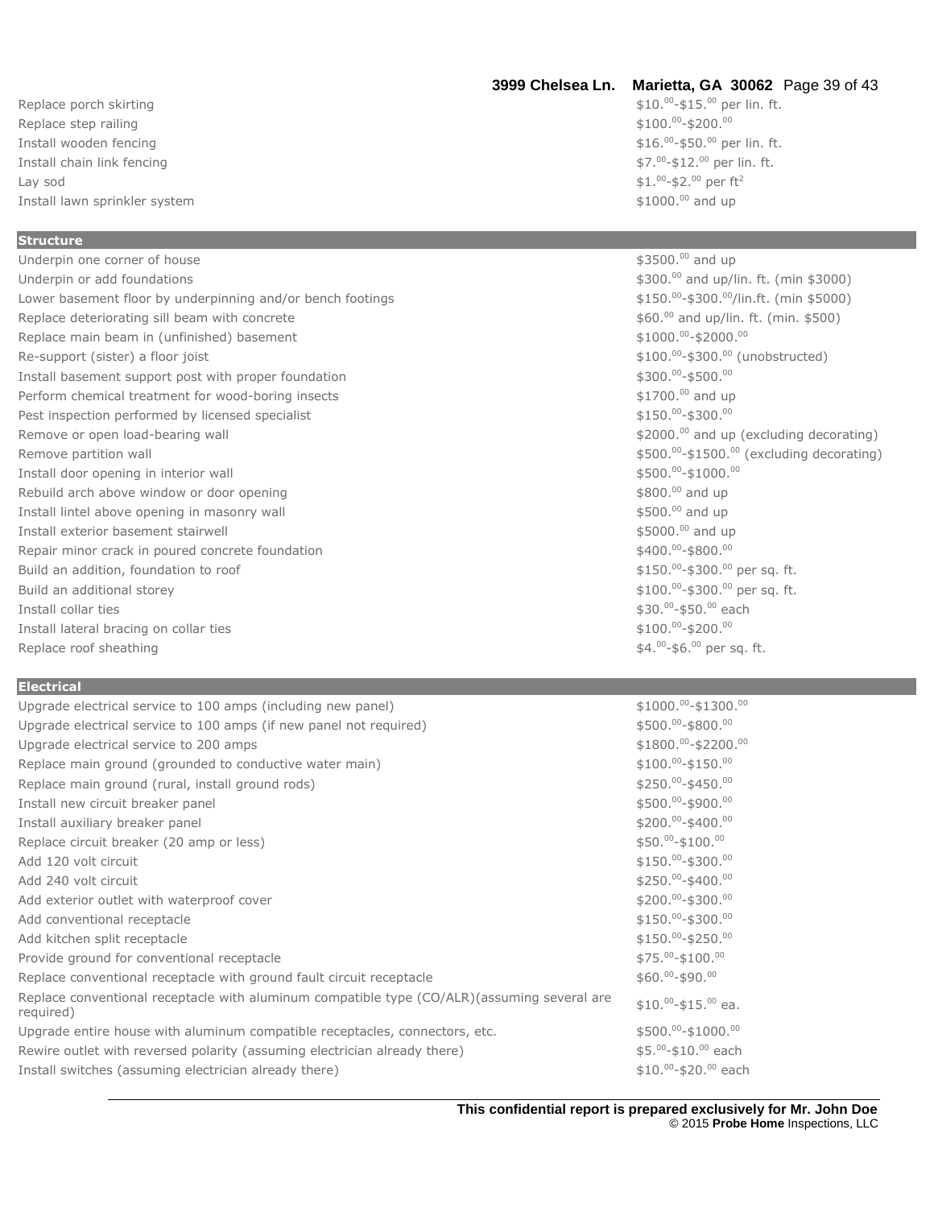| | |
|---|---|
| Replace porch skirting | \$10.$^{00}$-\$15.$^{00}$ per lin. ft. |
| Replace step railing | \$100.$^{00}$-\$200.$^{00}$ |
| Install wooden fencing | \$16.$^{00}$-\$50.$^{00}$ per lin. ft. |
| Install chain link fencing | \$7.$^{00}$-\$12.$^{00}$ per lin. ft. |
| Lay sod | \$1.$^{00}$-\$2.$^{00}$ per ft$^2$ |
| Install lawn sprinkler system | \$1000.$^{00}$ and up |

## Structure

| | |
|---|---|
| Underpin one corner of house | \$3500.$^{00}$ and up |
| Underpin or add foundations | \$300.$^{00}$ and up/lin. ft. (min \$3000) |
| Lower basement floor by underpinning and/or bench footings | \$150.$^{00}$-\$300.$^{00}$/lin.ft. (min \$5000) |
| Replace deteriorating sill beam with concrete | \$60.$^{00}$ and up/lin. ft. (min. \$500) |
| Replace main beam in (unfinished) basement | \$1000.$^{00}$-\$2000.$^{00}$ |
| Re-support (sister) a floor joist | \$100.$^{00}$-\$300.$^{00}$ (unobstructed) |
| Install basement support post with proper foundation | \$300.$^{00}$-\$500.$^{00}$ |
| Perform chemical treatment for wood-boring insects | \$1700.$^{00}$ and up |
| Pest inspection performed by licensed specialist | \$150.$^{00}$-\$300.$^{00}$ |
| Remove or open load-bearing wall | \$2000.$^{00}$ and up (excluding decorating) |
| Remove partition wall | \$500.$^{00}$-\$1500.$^{00}$ (excluding decorating) |
| Install door opening in interior wall | \$500.$^{00}$-\$1000.$^{00}$ |
| Rebuild arch above window or door opening | \$800.$^{00}$ and up |
| Install lintel above opening in masonry wall | \$500.$^{00}$ and up |
| Install exterior basement stairwell | \$5000.$^{00}$ and up |
| Repair minor crack in poured concrete foundation | \$400.$^{00}$-\$800.$^{00}$ |
| Build an addition, foundation to roof | \$150.$^{00}$-\$300.$^{00}$ per sq. ft. |
| Build an additional storey | \$100.$^{00}$-\$300.$^{00}$ per sq. ft. |
| Install collar ties | \$30.$^{00}$-\$50.$^{00}$ each |
| Install lateral bracing on collar ties | \$100.$^{00}$-\$200.$^{00}$ |
| Replace roof sheathing | \$4.$^{00}$-\$6.$^{00}$ per sq. ft. |

## Electrical

| | |
|---|---|
| Upgrade electrical service to 100 amps (including new panel) | \$1000.$^{00}$-\$1300.$^{00}$ |
| Upgrade electrical service to 100 amps (if new panel not required) | \$500.$^{00}$-\$800.$^{00}$ |
| Upgrade electrical service to 200 amps | \$1800.$^{00}$-\$2200.$^{00}$ |
| Replace main ground (grounded to conductive water main) | \$100.$^{00}$-\$150.$^{00}$ |
| Replace main ground (rural, install ground rods) | \$250.$^{00}$-\$450.$^{00}$ |
| Install new circuit breaker panel | \$500.$^{00}$-\$900.$^{00}$ |
| Install auxiliary breaker panel | \$200.$^{00}$-\$400.$^{00}$ |
| Replace circuit breaker (20 amp or less) | \$50.$^{00}$-\$100.$^{00}$ |
| Add 120 volt circuit | \$150.$^{00}$-\$300.$^{00}$ |
| Add 240 volt circuit | \$250.$^{00}$-\$400.$^{00}$ |
| Add exterior outlet with waterproof cover | \$200.$^{00}$-\$300.$^{00}$ |
| Add conventional receptacle | \$150.$^{00}$-\$300.$^{00}$ |
| Add kitchen split receptacle | \$150.$^{00}$-\$250.$^{00}$ |
| Provide ground for conventional receptacle | \$75.$^{00}$-\$100.$^{00}$ |
| Replace conventional receptacle with ground fault circuit receptacle | \$60.$^{00}$-\$90.$^{00}$ |
| Replace conventional receptacle with aluminum compatible type (CO/ALR)(assuming several are required) | \$10.$^{00}$-\$15.$^{00}$ ea. |
| Upgrade entire house with aluminum compatible receptacles, connectors, etc. | \$500.$^{00}$-\$1000.$^{00}$ |
| Rewire outlet with reversed polarity (assuming electrician already there) | \$5.$^{00}$-\$10.$^{00}$ each |
| Install switches (assuming electrician already there) | \$10.$^{00}$-\$20.$^{00}$ each |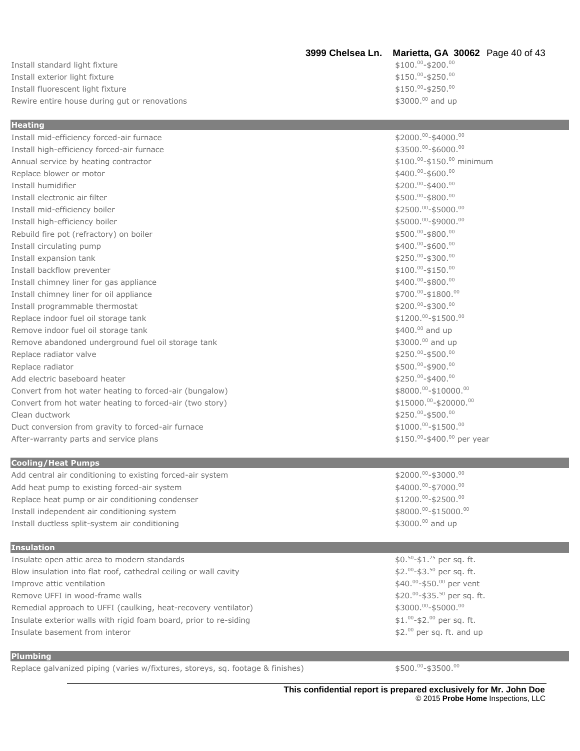| Item | Cost |
| --- | --- |
| Install standard light fixture | \$100.00-\$200.00 |
| Install exterior light fixture | \$150.00-\$250.00 |
| Install fluorescent light fixture | \$150.00-\$250.00 |
| Rewire entire house during gut or renovations | \$3000.00 and up |

## Heating

| Item | Cost |
| --- | --- |
| Install mid-efficiency forced-air furnace | \$2000.00-\$4000.00 |
| Install high-efficiency forced-air furnace | \$3500.00-\$6000.00 |
| Annual service by heating contractor | \$100.00-\$150.00 minimum |
| Replace blower or motor | \$400.00-\$600.00 |
| Install humidifier | \$200.00-\$400.00 |
| Install electronic air filter | \$500.00-\$800.00 |
| Install mid-efficiency boiler | \$2500.00-\$5000.00 |
| Install high-efficiency boiler | \$5000.00-\$9000.00 |
| Rebuild fire pot (refractory) on boiler | \$500.00-\$800.00 |
| Install circulating pump | \$400.00-\$600.00 |
| Install expansion tank | \$250.00-\$300.00 |
| Install backflow preventer | \$100.00-\$150.00 |
| Install chimney liner for gas appliance | \$400.00-\$800.00 |
| Install chimney liner for oil appliance | \$700.00-\$1800.00 |
| Install programmable thermostat | \$200.00-\$300.00 |
| Replace indoor fuel oil storage tank | \$1200.00-\$1500.00 |
| Remove indoor fuel oil storage tank | \$400.00 and up |
| Remove abandoned underground fuel oil storage tank | \$3000.00 and up |
| Replace radiator valve | \$250.00-\$500.00 |
| Replace radiator | \$500.00-\$900.00 |
| Add electric baseboard heater | \$250.00-\$400.00 |
| Convert from hot water heating to forced-air (bungalow) | \$8000.00-\$10000.00 |
| Convert from hot water heating to forced-air (two story) | \$15000.00-\$20000.00 |
| Clean ductwork | \$250.00-\$500.00 |
| Duct conversion from gravity to forced-air furnace | \$1000.00-\$1500.00 |
| After-warranty parts and service plans | \$150.00-\$400.00 per year |

## Cooling/Heat Pumps

| Item | Cost |
| --- | --- |
| Add central air conditioning to existing forced-air system | \$2000.00-\$3000.00 |
| Add heat pump to existing forced-air system | \$4000.00-\$7000.00 |
| Replace heat pump or air conditioning condenser | \$1200.00-\$2500.00 |
| Install independent air conditioning system | \$8000.00-\$15000.00 |
| Install ductless split-system air conditioning | \$3000.00 and up |

## Insulation

| Item | Cost |
| --- | --- |
| Insulate open attic area to modern standards | \$0.50-\$1.25 per sq. ft. |
| Blow insulation into flat roof, cathedral ceiling or wall cavity | \$2.00-\$3.50 per sq. ft. |
| Improve attic ventilation | \$40.00-\$50.00 per vent |
| Remove UFFI in wood-frame walls | \$20.00-\$35.50 per sq. ft. |
| Remedial approach to UFFI (caulking, heat-recovery ventilator) | \$3000.00-\$5000.00 |
| Insulate exterior walls with rigid foam board, prior to re-siding | \$1.00-\$2.00 per sq. ft. |
| Insulate basement from interor | \$2.00 per sq. ft. and up |

## Plumbing

| Item | Cost |
| --- | --- |
| Replace galvanized piping (varies w/fixtures, storeys, sq. footage & finishes) | \$500.00-\$3500.00 |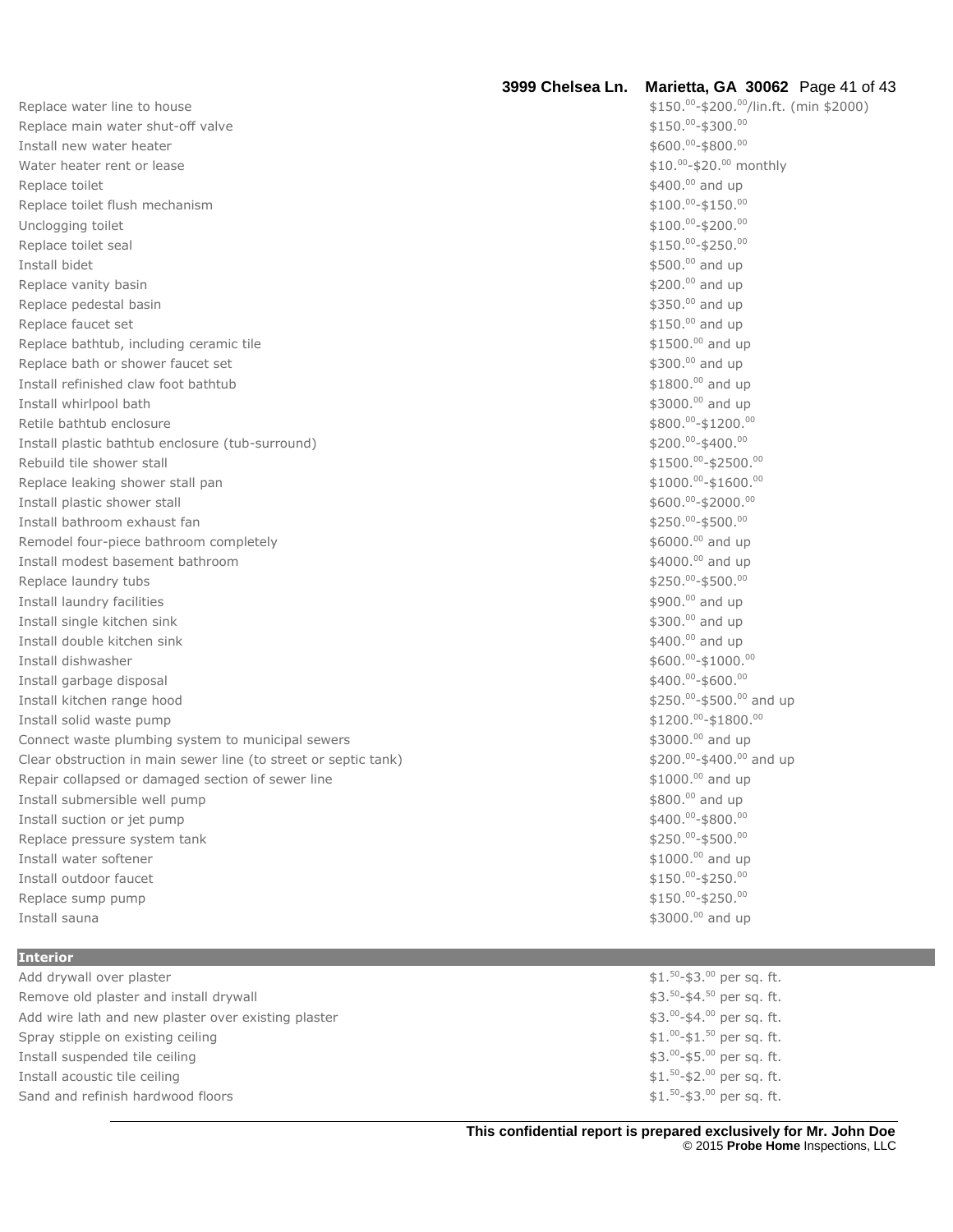| | |
|---|---|
| Replace water line to house | \$150.00-\$200.00/lin.ft. (min \$2000) |
| Replace main water shut-off valve | \$150.00-\$300.00 |
| Install new water heater | \$600.00-\$800.00 |
| Water heater rent or lease | \$10.00-\$20.00 monthly |
| Replace toilet | \$400.00 and up |
| Replace toilet flush mechanism | \$100.00-\$150.00 |
| Unclogging toilet | \$100.00-\$200.00 |
| Replace toilet seal | \$150.00-\$250.00 |
| Install bidet | \$500.00 and up |
| Replace vanity basin | \$200.00 and up |
| Replace pedestal basin | \$350.00 and up |
| Replace faucet set | \$150.00 and up |
| Replace bathtub, including ceramic tile | \$1500.00 and up |
| Replace bath or shower faucet set | \$300.00 and up |
| Install refinished claw foot bathtub | \$1800.00 and up |
| Install whirlpool bath | \$3000.00 and up |
| Retile bathtub enclosure | \$800.00-\$1200.00 |
| Install plastic bathtub enclosure (tub-surround) | \$200.00-\$400.00 |
| Rebuild tile shower stall | \$1500.00-\$2500.00 |
| Replace leaking shower stall pan | \$1000.00-\$1600.00 |
| Install plastic shower stall | \$600.00-\$2000.00 |
| Install bathroom exhaust fan | \$250.00-\$500.00 |
| Remodel four-piece bathroom completely | \$6000.00 and up |
| Install modest basement bathroom | \$4000.00 and up |
| Replace laundry tubs | \$250.00-\$500.00 |
| Install laundry facilities | \$900.00 and up |
| Install single kitchen sink | \$300.00 and up |
| Install double kitchen sink | \$400.00 and up |
| Install dishwasher | \$600.00-\$1000.00 |
| Install garbage disposal | \$400.00-\$600.00 |
| Install kitchen range hood | \$250.00-\$500.00 and up |
| Install solid waste pump | \$1200.00-\$1800.00 |
| Connect waste plumbing system to municipal sewers | \$3000.00 and up |
| Clear obstruction in main sewer line (to street or septic tank) | \$200.00-\$400.00 and up |
| Repair collapsed or damaged section of sewer line | \$1000.00 and up |
| Install submersible well pump | \$800.00 and up |
| Install suction or jet pump | \$400.00-\$800.00 |
| Replace pressure system tank | \$250.00-\$500.00 |
| Install water softener | \$1000.00 and up |
| Install outdoor faucet | \$150.00-\$250.00 |
| Replace sump pump | \$150.00-\$250.00 |
| Install sauna | \$3000.00 and up |

## Interior

| | |
|---|---|
| Add drywall over plaster | \$1.50-\$3.00 per sq. ft. |
| Remove old plaster and install drywall | \$3.50-\$4.50 per sq. ft. |
| Add wire lath and new plaster over existing plaster | \$3.00-\$4.00 per sq. ft. |
| Spray stipple on existing ceiling | \$1.00-\$1.50 per sq. ft. |
| Install suspended tile ceiling | \$3.00-\$5.00 per sq. ft. |
| Install acoustic tile ceiling | \$1.50-\$2.00 per sq. ft. |
| Sand and refinish hardwood floors | \$1.50-\$3.00 per sq. ft. |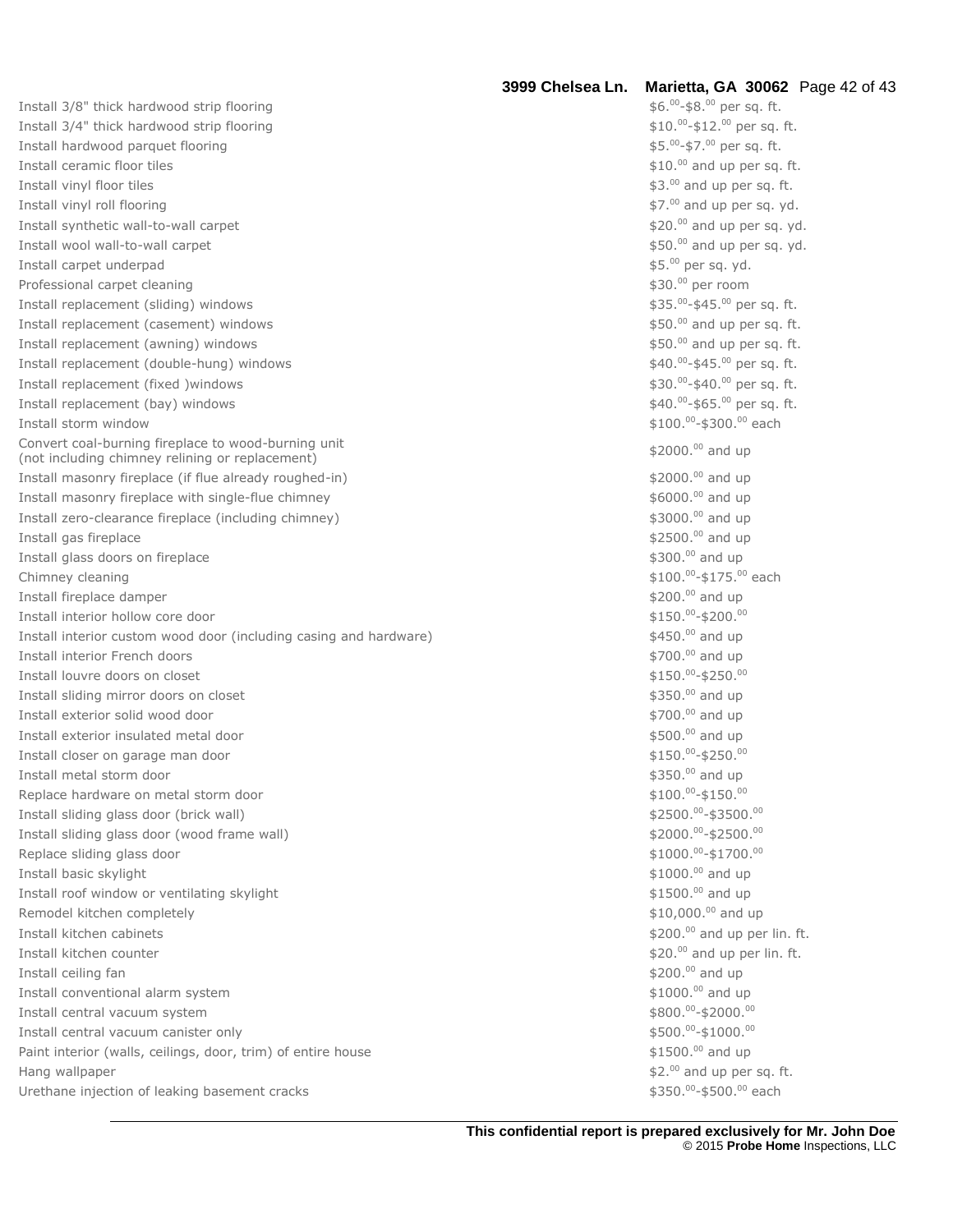| | |
|---|---|
| Install 3/8" thick hardwood strip flooring | $6.00-$8.00 per sq. ft. |
| Install 3/4" thick hardwood strip flooring | $10.00-$12.00 per sq. ft. |
| Install hardwood parquet flooring | $5.00-$7.00 per sq. ft. |
| Install ceramic floor tiles | $10.00 and up per sq. ft. |
| Install vinyl floor tiles | $3.00 and up per sq. ft. |
| Install vinyl roll flooring | $7.00 and up per sq. yd. |
| Install synthetic wall-to-wall carpet | $20.00 and up per sq. yd. |
| Install wool wall-to-wall carpet | $50.00 and up per sq. yd. |
| Install carpet underpad | $5.00 per sq. yd. |
| Professional carpet cleaning | $30.00 per room |
| Install replacement (sliding) windows | $35.00-$45.00 per sq. ft. |
| Install replacement (casement) windows | $50.00 and up per sq. ft. |
| Install replacement (awning) windows | $50.00 and up per sq. ft. |
| Install replacement (double-hung) windows | $40.00-$45.00 per sq. ft. |
| Install replacement (fixed )windows | $30.00-$40.00 per sq. ft. |
| Install replacement (bay) windows | $40.00-$65.00 per sq. ft. |
| Install storm window | $100.00-$300.00 each |
| Convert coal-burning fireplace to wood-burning unit (not including chimney relining or replacement) | $2000.00 and up |
| Install masonry fireplace (if flue already roughed-in) | $2000.00 and up |
| Install masonry fireplace with single-flue chimney | $6000.00 and up |
| Install zero-clearance fireplace (including chimney) | $3000.00 and up |
| Install gas fireplace | $2500.00 and up |
| Install glass doors on fireplace | $300.00 and up |
| Chimney cleaning | $100.00-$175.00 each |
| Install fireplace damper | $200.00 and up |
| Install interior hollow core door | $150.00-$200.00 |
| Install interior custom wood door (including casing and hardware) | $450.00 and up |
| Install interior French doors | $700.00 and up |
| Install louvre doors on closet | $150.00-$250.00 |
| Install sliding mirror doors on closet | $350.00 and up |
| Install exterior solid wood door | $700.00 and up |
| Install exterior insulated metal door | $500.00 and up |
| Install closer on garage man door | $150.00-$250.00 |
| Install metal storm door | $350.00 and up |
| Replace hardware on metal storm door | $100.00-$150.00 |
| Install sliding glass door (brick wall) | $2500.00-$3500.00 |
| Install sliding glass door (wood frame wall) | $2000.00-$2500.00 |
| Replace sliding glass door | $1000.00-$1700.00 |
| Install basic skylight | $1000.00 and up |
| Install roof window or ventilating skylight | $1500.00 and up |
| Remodel kitchen completely | $10,000.00 and up |
| Install kitchen cabinets | $200.00 and up per lin. ft. |
| Install kitchen counter | $20.00 and up per lin. ft. |
| Install ceiling fan | $200.00 and up |
| Install conventional alarm system | $1000.00 and up |
| Install central vacuum system | $800.00-$2000.00 |
| Install central vacuum canister only | $500.00-$1000.00 |
| Paint interior (walls, ceilings, door, trim) of entire house | $1500.00 and up |
| Hang wallpaper | $2.00 and up per sq. ft. |
| Urethane injection of leaking basement cracks | $350.00-$500.00 each |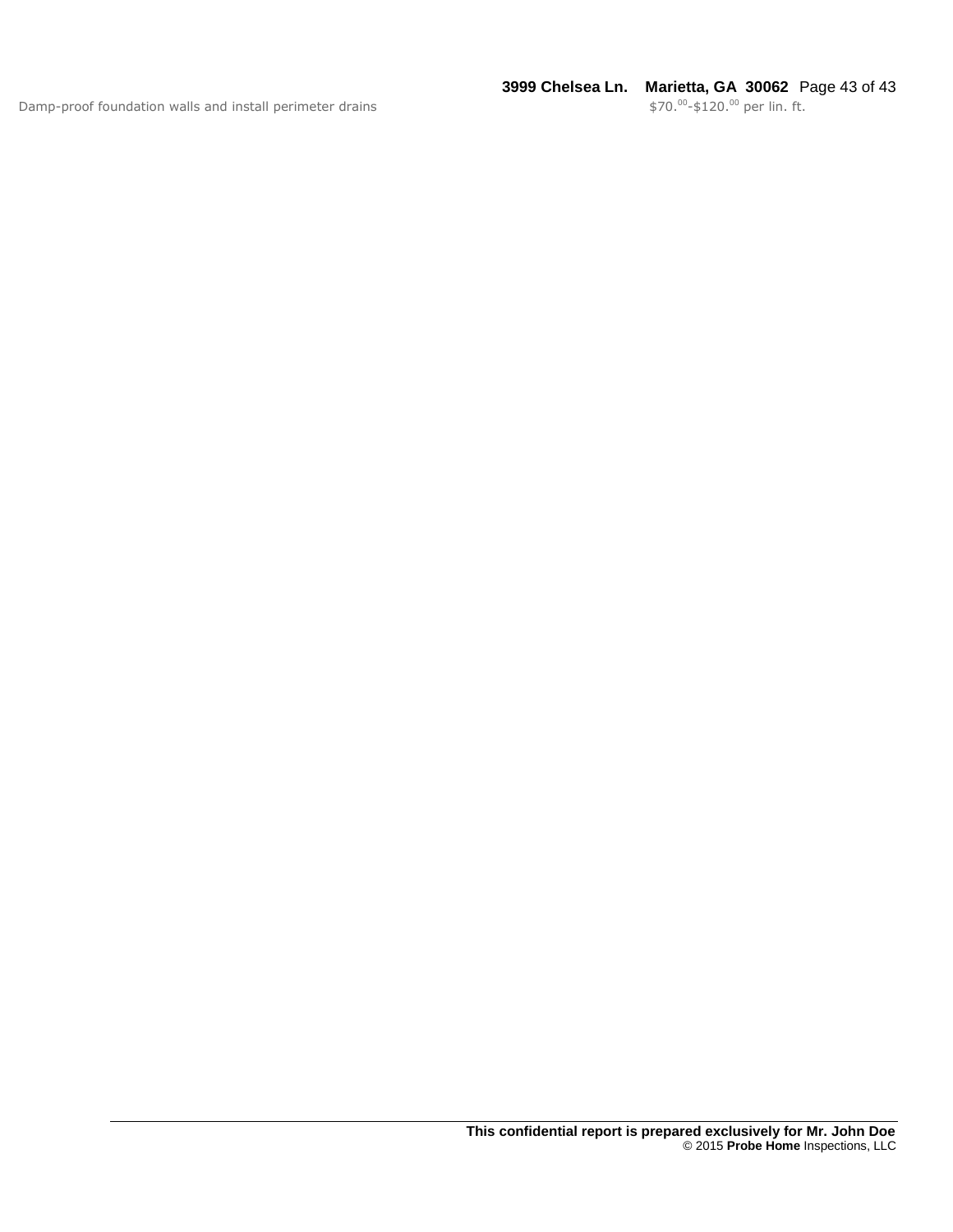| | |
|---|---|
| Damp-proof foundation walls and install perimeter drains | \$70.00-\$120.00 per lin. ft. |